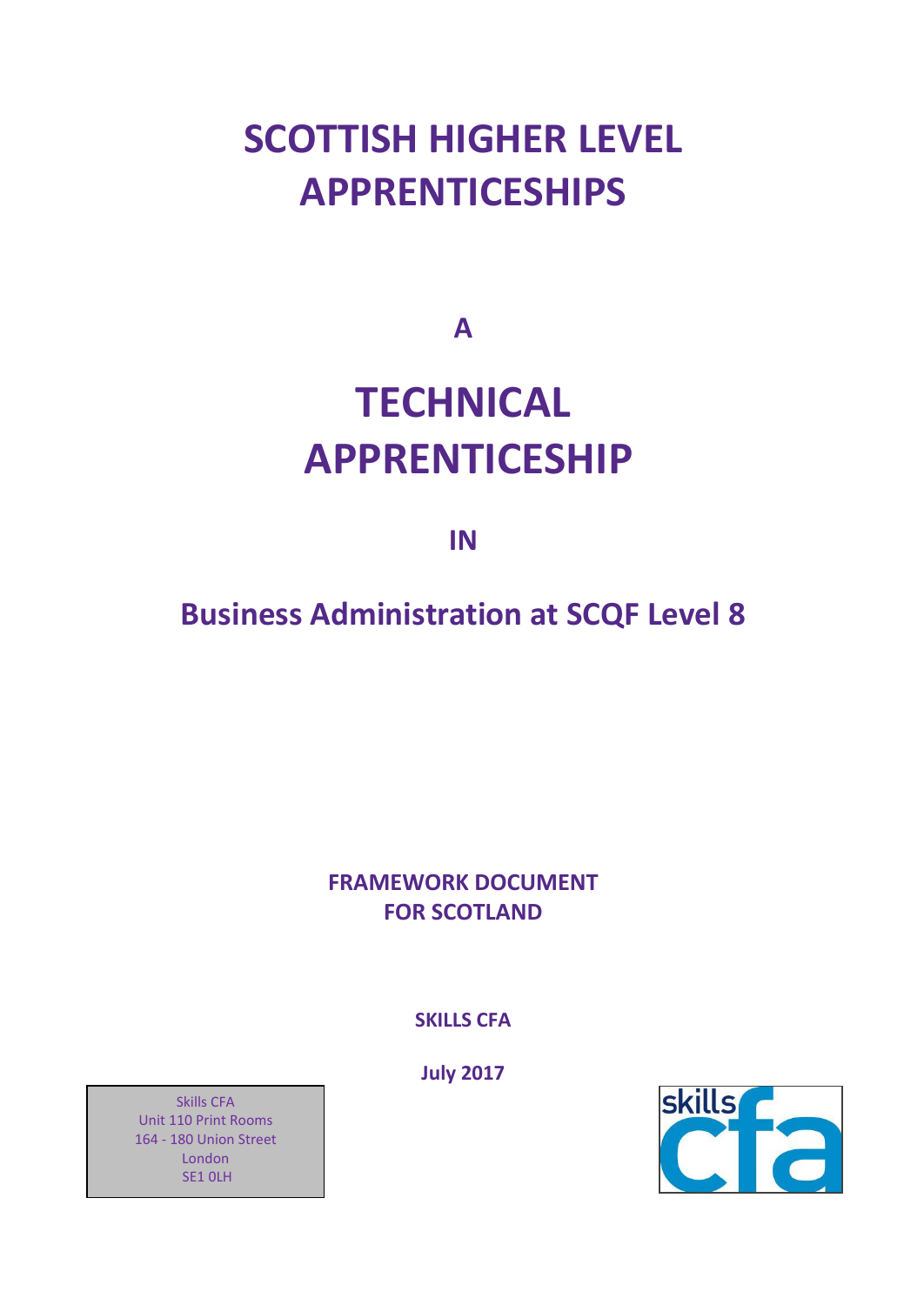# SCOTTISH HIGHER LEVEL APPRENTICESHIPS

**A**

# TECHNICAL APPRENTICESHIP

**IN**

## Business Administration at SCQF Level 8

**FRAMEWORK DOCUMENT FOR SCOTLAND**

**SKILLS CFA**

**July 2017**

Skills CFA
Unit 110 Print Rooms
164 - 180 Union Street
London
SE1 0LH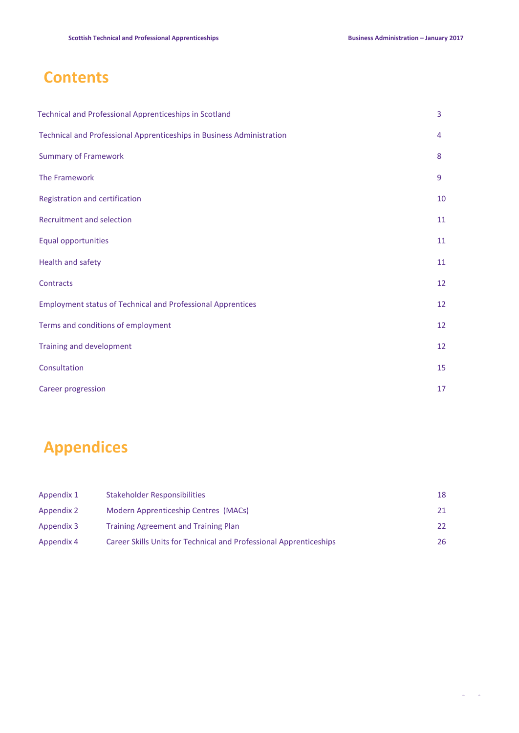# Contents

| | |
|---|---|
| Technical and Professional Apprenticeships in Scotland | 3 |
| Technical and Professional Apprenticeships in Business Administration | 4 |
| Summary of Framework | 8 |
| The Framework | 9 |
| Registration and certification | 10 |
| Recruitment and selection | 11 |
| Equal opportunities | 11 |
| Health and safety | 11 |
| Contracts | 12 |
| Employment status of Technical and Professional Apprentices | 12 |
| Terms and conditions of employment | 12 |
| Training and development | 12 |
| Consultation | 15 |
| Career progression | 17 |

# Appendices

| | | |
|---|---|---|
| Appendix 1 | Stakeholder Responsibilities | 18 |
| Appendix 2 | Modern Apprenticeship Centres (MACs) | 21 |
| Appendix 3 | Training Agreement and Training Plan | 22 |
| Appendix 4 | Career Skills Units for Technical and Professional Apprenticeships | 26 |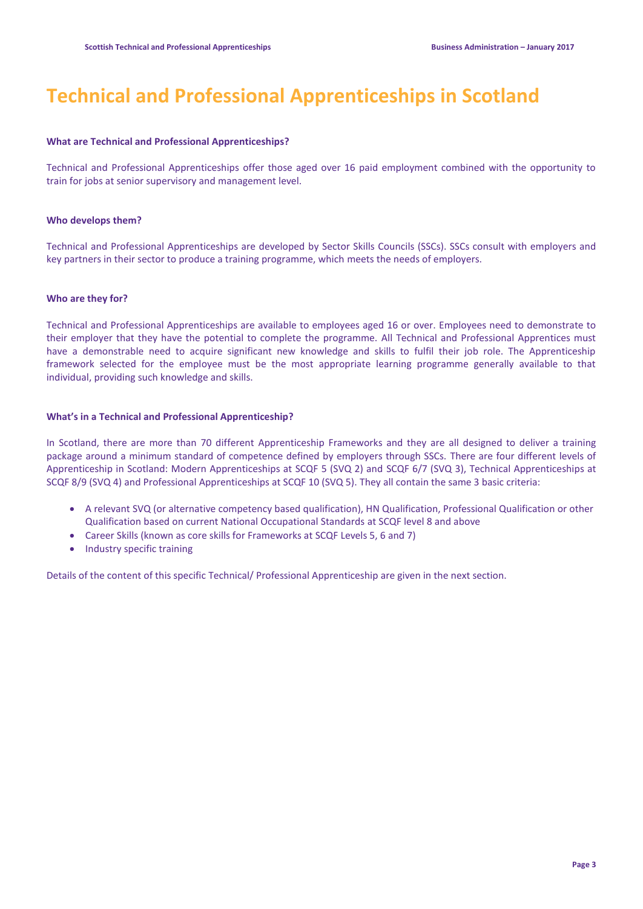# Technical and Professional Apprenticeships in Scotland

**What are Technical and Professional Apprenticeships?**

Technical and Professional Apprenticeships offer those aged over 16 paid employment combined with the opportunity to train for jobs at senior supervisory and management level.

**Who develops them?**

Technical and Professional Apprenticeships are developed by Sector Skills Councils (SSCs). SSCs consult with employers and key partners in their sector to produce a training programme, which meets the needs of employers.

**Who are they for?**

Technical and Professional Apprenticeships are available to employees aged 16 or over. Employees need to demonstrate to their employer that they have the potential to complete the programme. All Technical and Professional Apprentices must have a demonstrable need to acquire significant new knowledge and skills to fulfil their job role. The Apprenticeship framework selected for the employee must be the most appropriate learning programme generally available to that individual, providing such knowledge and skills.

**What's in a Technical and Professional Apprenticeship?**

In Scotland, there are more than 70 different Apprenticeship Frameworks and they are all designed to deliver a training package around a minimum standard of competence defined by employers through SSCs. There are four different levels of Apprenticeship in Scotland: Modern Apprenticeships at SCQF 5 (SVQ 2) and SCQF 6/7 (SVQ 3), Technical Apprenticeships at SCQF 8/9 (SVQ 4) and Professional Apprenticeships at SCQF 10 (SVQ 5). They all contain the same 3 basic criteria:

- A relevant SVQ (or alternative competency based qualification), HN Qualification, Professional Qualification or other Qualification based on current National Occupational Standards at SCQF level 8 and above
- Career Skills (known as core skills for Frameworks at SCQF Levels 5, 6 and 7)
- Industry specific training

Details of the content of this specific Technical/ Professional Apprenticeship are given in the next section.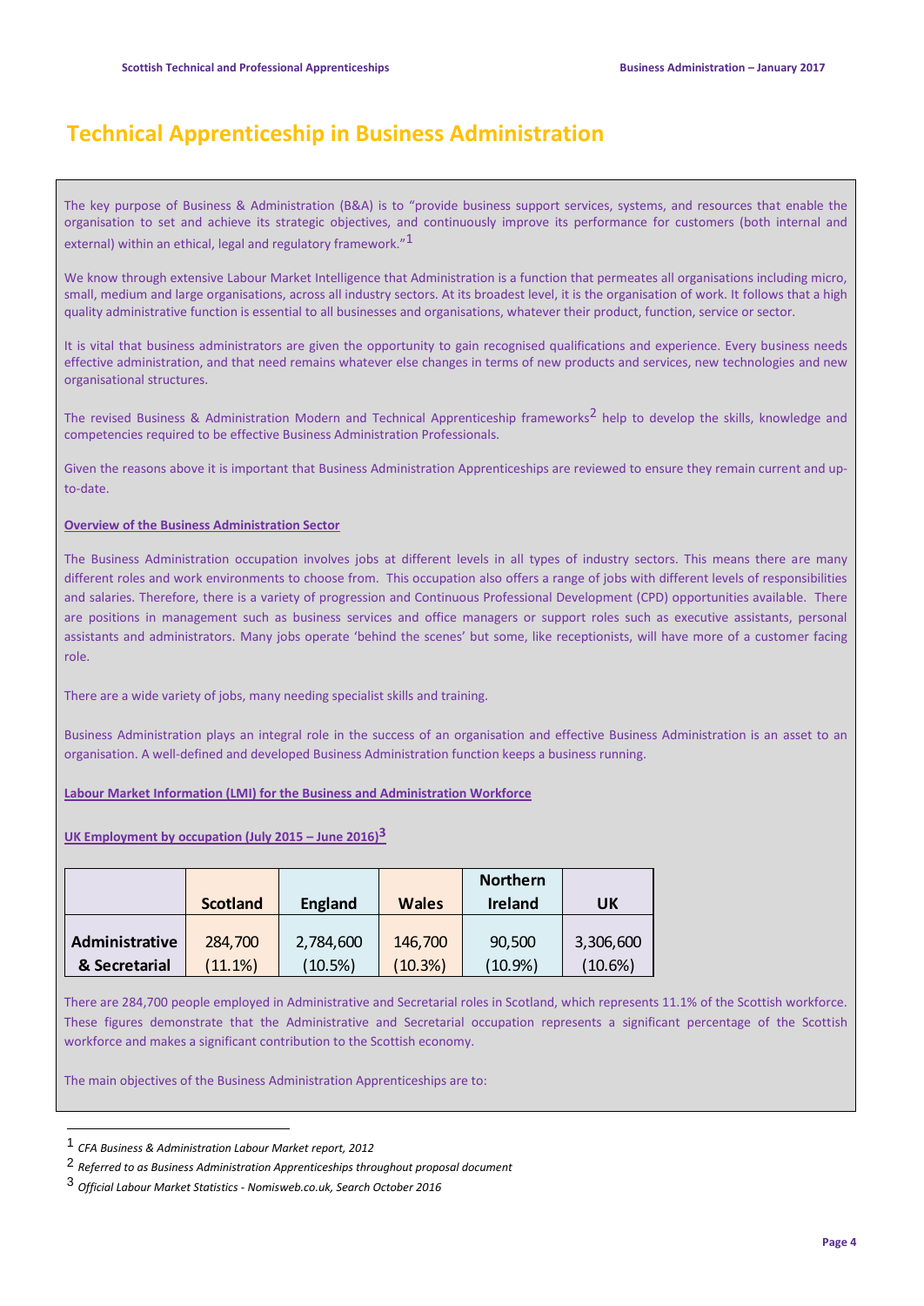# Technical Apprenticeship in Business Administration

The key purpose of Business & Administration (B&A) is to "provide business support services, systems, and resources that enable the organisation to set and achieve its strategic objectives, and continuously improve its performance for customers (both internal and external) within an ethical, legal and regulatory framework."[1]

We know through extensive Labour Market Intelligence that Administration is a function that permeates all organisations including micro, small, medium and large organisations, across all industry sectors. At its broadest level, it is the organisation of work. It follows that a high quality administrative function is essential to all businesses and organisations, whatever their product, function, service or sector.

It is vital that business administrators are given the opportunity to gain recognised qualifications and experience. Every business needs effective administration, and that need remains whatever else changes in terms of new products and services, new technologies and new organisational structures.

The revised Business & Administration Modern and Technical Apprenticeship frameworks[2] help to develop the skills, knowledge and competencies required to be effective Business Administration Professionals.

Given the reasons above it is important that Business Administration Apprenticeships are reviewed to ensure they remain current and up-to-date.

**Overview of the Business Administration Sector**

The Business Administration occupation involves jobs at different levels in all types of industry sectors. This means there are many different roles and work environments to choose from. This occupation also offers a range of jobs with different levels of responsibilities and salaries. Therefore, there is a variety of progression and Continuous Professional Development (CPD) opportunities available. There are positions in management such as business services and office managers or support roles such as executive assistants, personal assistants and administrators. Many jobs operate 'behind the scenes' but some, like receptionists, will have more of a customer facing role.

There are a wide variety of jobs, many needing specialist skills and training.

Business Administration plays an integral role in the success of an organisation and effective Business Administration is an asset to an organisation. A well-defined and developed Business Administration function keeps a business running.

**Labour Market Information (LMI) for the Business and Administration Workforce**

**UK Employment by occupation (July 2015 – June 2016)[3]**

| | Scotland | England | Wales | Northern Ireland | UK |
|---|---|---|---|---|---|
| **Administrative & Secretarial** | 284,700 (11.1%) | 2,784,600 (10.5%) | 146,700 (10.3%) | 90,500 (10.9%) | 3,306,600 (10.6%) |

There are 284,700 people employed in Administrative and Secretarial roles in Scotland, which represents 11.1% of the Scottish workforce. These figures demonstrate that the Administrative and Secretarial occupation represents a significant percentage of the Scottish workforce and makes a significant contribution to the Scottish economy.

The main objectives of the Business Administration Apprenticeships are to:

---

[1] *CFA Business & Administration Labour Market report, 2012*

[2] *Referred to as Business Administration Apprenticeships throughout proposal document*

[3] *Official Labour Market Statistics - Nomisweb.co.uk, Search October 2016*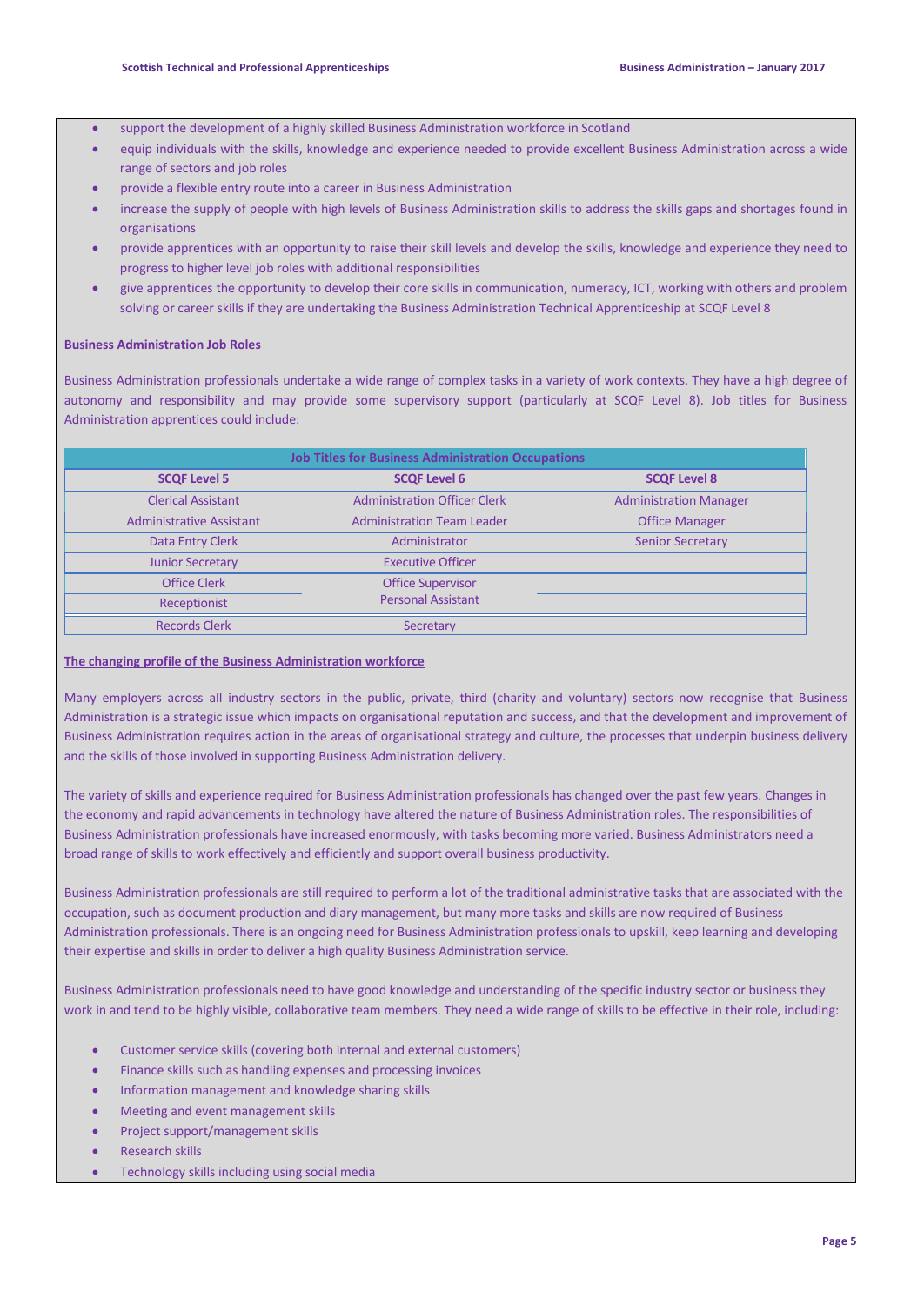- support the development of a highly skilled Business Administration workforce in Scotland
- equip individuals with the skills, knowledge and experience needed to provide excellent Business Administration across a wide range of sectors and job roles
- provide a flexible entry route into a career in Business Administration
- increase the supply of people with high levels of Business Administration skills to address the skills gaps and shortages found in organisations
- provide apprentices with an opportunity to raise their skill levels and develop the skills, knowledge and experience they need to progress to higher level job roles with additional responsibilities
- give apprentices the opportunity to develop their core skills in communication, numeracy, ICT, working with others and problem solving or career skills if they are undertaking the Business Administration Technical Apprenticeship at SCQF Level 8

**Business Administration Job Roles**

Business Administration professionals undertake a wide range of complex tasks in a variety of work contexts. They have a high degree of autonomy and responsibility and may provide some supervisory support (particularly at SCQF Level 8). Job titles for Business Administration apprentices could include:

| Job Titles for Business Administration Occupations | | |
|---|---|---|
| **SCQF Level 5** | **SCQF Level 6** | **SCQF Level 8** |
| Clerical Assistant | Administration Officer Clerk | Administration Manager |
| Administrative Assistant | Administration Team Leader | Office Manager |
| Data Entry Clerk | Administrator | Senior Secretary |
| Junior Secretary | Executive Officer | |
| Office Clerk | Office Supervisor | |
| Receptionist | Personal Assistant | |
| Records Clerk | Secretary | |

**The changing profile of the Business Administration workforce**

Many employers across all industry sectors in the public, private, third (charity and voluntary) sectors now recognise that Business Administration is a strategic issue which impacts on organisational reputation and success, and that the development and improvement of Business Administration requires action in the areas of organisational strategy and culture, the processes that underpin business delivery and the skills of those involved in supporting Business Administration delivery.

The variety of skills and experience required for Business Administration professionals has changed over the past few years. Changes in the economy and rapid advancements in technology have altered the nature of Business Administration roles. The responsibilities of Business Administration professionals have increased enormously, with tasks becoming more varied. Business Administrators need a broad range of skills to work effectively and efficiently and support overall business productivity.

Business Administration professionals are still required to perform a lot of the traditional administrative tasks that are associated with the occupation, such as document production and diary management, but many more tasks and skills are now required of Business Administration professionals. There is an ongoing need for Business Administration professionals to upskill, keep learning and developing their expertise and skills in order to deliver a high quality Business Administration service.

Business Administration professionals need to have good knowledge and understanding of the specific industry sector or business they work in and tend to be highly visible, collaborative team members. They need a wide range of skills to be effective in their role, including:

- Customer service skills (covering both internal and external customers)
- Finance skills such as handling expenses and processing invoices
- Information management and knowledge sharing skills
- Meeting and event management skills
- Project support/management skills
- Research skills
- Technology skills including using social media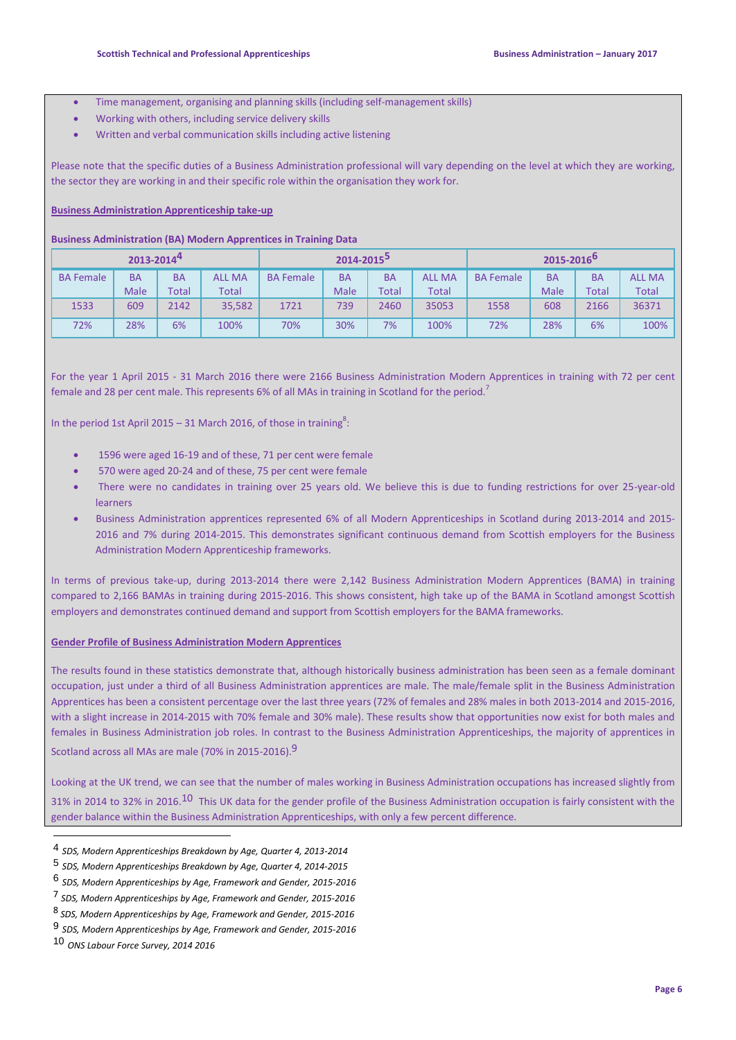- Time management, organising and planning skills (including self-management skills)
- Working with others, including service delivery skills
- Written and verbal communication skills including active listening

Please note that the specific duties of a Business Administration professional will vary depending on the level at which they are working, the sector they are working in and their specific role within the organisation they work for.

**Business Administration Apprenticeship take-up**

**Business Administration (BA) Modern Apprentices in Training Data**

| 2013-2014[4] | | | | 2014-2015[5] | | | | 2015-2016[6] | | | |
|---|---|---|---|---|---|---|---|---|---|---|---|
| BA Female | BA Male | BA Total | ALL MA Total | BA Female | BA Male | BA Total | ALL MA Total | BA Female | BA Male | BA Total | ALL MA Total |
| 1533 | 609 | 2142 | 35,582 | 1721 | 739 | 2460 | 35053 | 1558 | 608 | 2166 | 36371 |
| 72% | 28% | 6% | 100% | 70% | 30% | 7% | 100% | 72% | 28% | 6% | 100% |

For the year 1 April 2015 - 31 March 2016 there were 2166 Business Administration Modern Apprentices in training with 72 per cent female and 28 per cent male. This represents 6% of all MAs in training in Scotland for the period.[7]

In the period 1st April 2015 – 31 March 2016, of those in training[8]:

- 1596 were aged 16-19 and of these, 71 per cent were female
- 570 were aged 20-24 and of these, 75 per cent were female
- There were no candidates in training over 25 years old. We believe this is due to funding restrictions for over 25-year-old learners
- Business Administration apprentices represented 6% of all Modern Apprenticeships in Scotland during 2013-2014 and 2015-2016 and 7% during 2014-2015. This demonstrates significant continuous demand from Scottish employers for the Business Administration Modern Apprenticeship frameworks.

In terms of previous take-up, during 2013-2014 there were 2,142 Business Administration Modern Apprentices (BAMA) in training compared to 2,166 BAMAs in training during 2015-2016. This shows consistent, high take up of the BAMA in Scotland amongst Scottish employers and demonstrates continued demand and support from Scottish employers for the BAMA frameworks.

**Gender Profile of Business Administration Modern Apprentices**

The results found in these statistics demonstrate that, although historically business administration has been seen as a female dominant occupation, just under a third of all Business Administration apprentices are male. The male/female split in the Business Administration Apprentices has been a consistent percentage over the last three years (72% of females and 28% males in both 2013-2014 and 2015-2016, with a slight increase in 2014-2015 with 70% female and 30% male). These results show that opportunities now exist for both males and females in Business Administration job roles. In contrast to the Business Administration Apprenticeships, the majority of apprentices in Scotland across all MAs are male (70% in 2015-2016).[9]

Looking at the UK trend, we can see that the number of males working in Business Administration occupations has increased slightly from 31% in 2014 to 32% in 2016.[10] This UK data for the gender profile of the Business Administration occupation is fairly consistent with the gender balance within the Business Administration Apprenticeships, with only a few percent difference.

---

[4] *SDS, Modern Apprenticeships Breakdown by Age, Quarter 4, 2013-2014*

[5] *SDS, Modern Apprenticeships Breakdown by Age, Quarter 4, 2014-2015*

[6] *SDS, Modern Apprenticeships by Age, Framework and Gender, 2015-2016*

[7] *SDS, Modern Apprenticeships by Age, Framework and Gender, 2015-2016*

[8] *SDS, Modern Apprenticeships by Age, Framework and Gender, 2015-2016*

[9] *SDS, Modern Apprenticeships by Age, Framework and Gender, 2015-2016*

[10] *ONS Labour Force Survey, 2014 2016*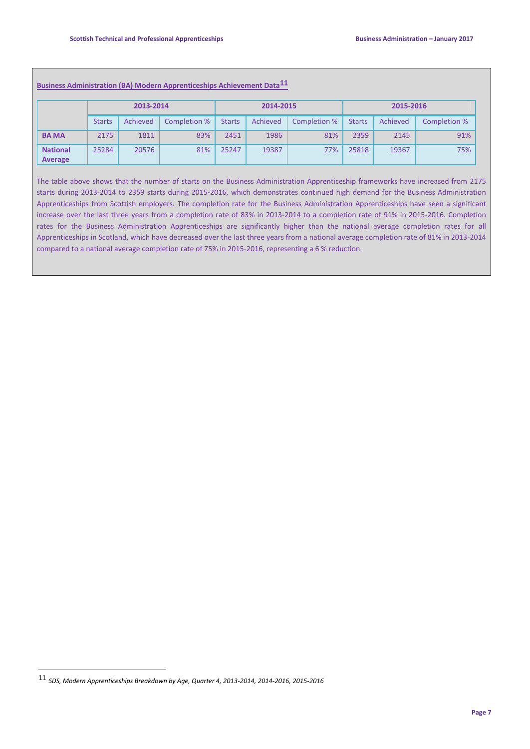**Business Administration (BA) Modern Apprenticeships Achievement Data[11]**

| | 2013-2014 | | | 2014-2015 | | | 2015-2016 | | |
|---|---|---|---|---|---|---|---|---|---|
| | Starts | Achieved | Completion % | Starts | Achieved | Completion % | Starts | Achieved | Completion % |
| **BA MA** | 2175 | 1811 | 83% | 2451 | 1986 | 81% | 2359 | 2145 | 91% |
| **National Average** | 25284 | 20576 | 81% | 25247 | 19387 | 77% | 25818 | 19367 | 75% |

The table above shows that the number of starts on the Business Administration Apprenticeship frameworks have increased from 2175 starts during 2013-2014 to 2359 starts during 2015-2016, which demonstrates continued high demand for the Business Administration Apprenticeships from Scottish employers. The completion rate for the Business Administration Apprenticeships have seen a significant increase over the last three years from a completion rate of 83% in 2013-2014 to a completion rate of 91% in 2015-2016. Completion rates for the Business Administration Apprenticeships are significantly higher than the national average completion rates for all Apprenticeships in Scotland, which have decreased over the last three years from a national average completion rate of 81% in 2013-2014 compared to a national average completion rate of 75% in 2015-2016, representing a 6 % reduction.

[11] *SDS, Modern Apprenticeships Breakdown by Age, Quarter 4, 2013-2014, 2014-2016, 2015-2016*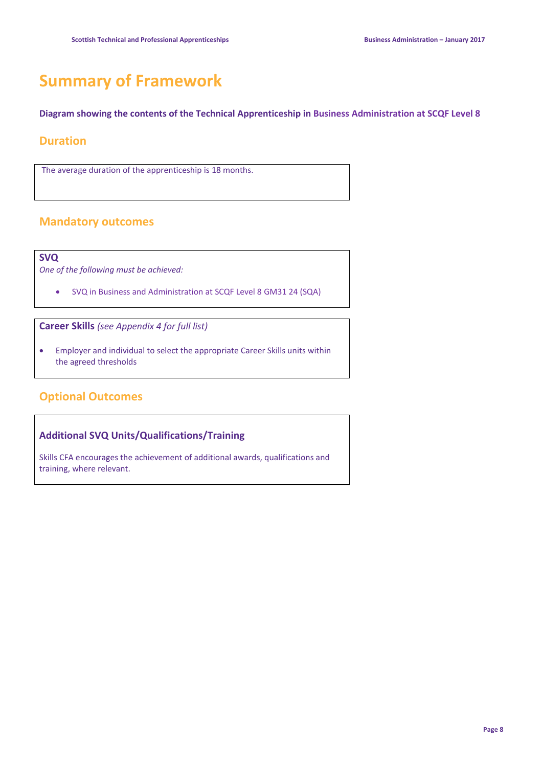# Summary of Framework

**Diagram showing the contents of the Technical Apprenticeship in Business Administration at SCQF Level 8**

## Duration

The average duration of the apprenticeship is 18 months.

## Mandatory outcomes

**SVQ**

*One of the following must be achieved:*

- SVQ in Business and Administration at SCQF Level 8 GM31 24 (SQA)

**Career Skills** *(see Appendix 4 for full list)*

- Employer and individual to select the appropriate Career Skills units within the agreed thresholds

## Optional Outcomes

**Additional SVQ Units/Qualifications/Training**

Skills CFA encourages the achievement of additional awards, qualifications and training, where relevant.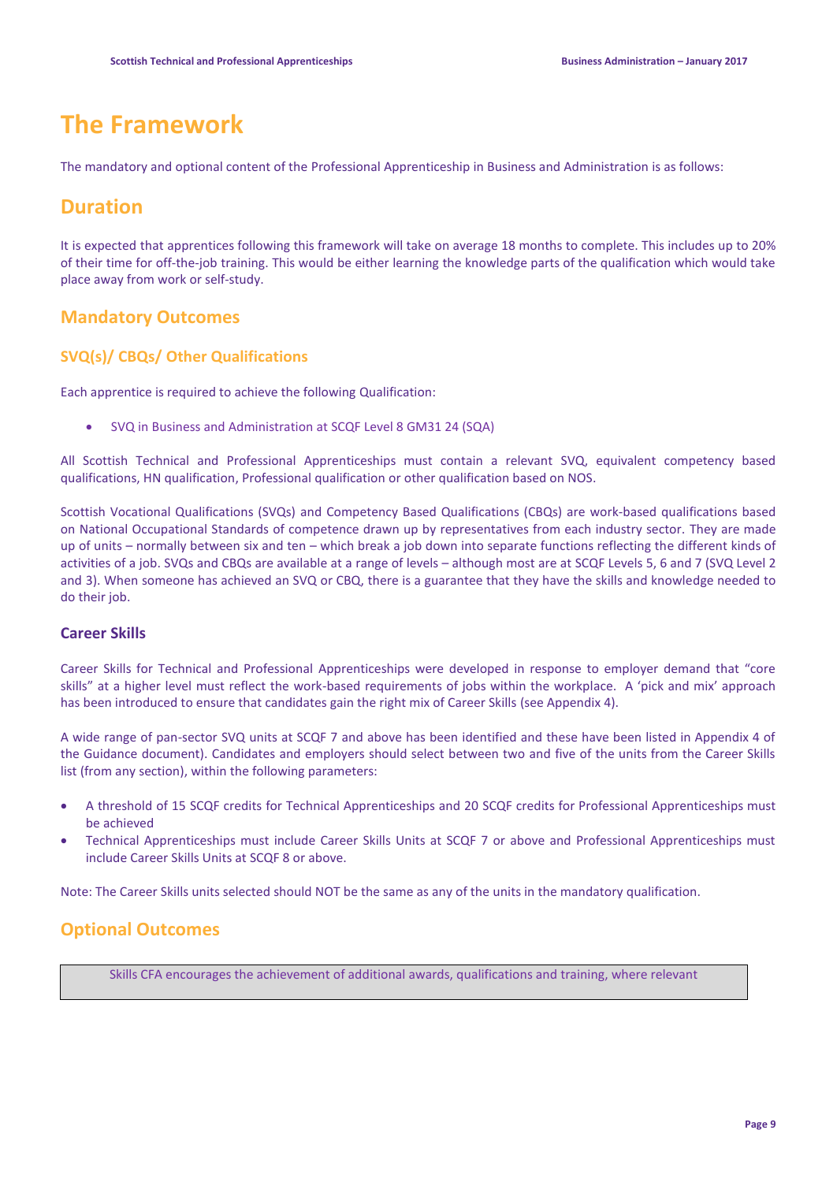# The Framework

The mandatory and optional content of the Professional Apprenticeship in Business and Administration is as follows:

## Duration

It is expected that apprentices following this framework will take on average 18 months to complete. This includes up to 20% of their time for off-the-job training. This would be either learning the knowledge parts of the qualification which would take place away from work or self-study.

## Mandatory Outcomes

### SVQ(s)/ CBQs/ Other Qualifications

Each apprentice is required to achieve the following Qualification:

- SVQ in Business and Administration at SCQF Level 8 GM31 24 (SQA)

All Scottish Technical and Professional Apprenticeships must contain a relevant SVQ, equivalent competency based qualifications, HN qualification, Professional qualification or other qualification based on NOS.

Scottish Vocational Qualifications (SVQs) and Competency Based Qualifications (CBQs) are work-based qualifications based on National Occupational Standards of competence drawn up by representatives from each industry sector. They are made up of units – normally between six and ten – which break a job down into separate functions reflecting the different kinds of activities of a job. SVQs and CBQs are available at a range of levels – although most are at SCQF Levels 5, 6 and 7 (SVQ Level 2 and 3). When someone has achieved an SVQ or CBQ, there is a guarantee that they have the skills and knowledge needed to do their job.

### Career Skills

Career Skills for Technical and Professional Apprenticeships were developed in response to employer demand that "core skills" at a higher level must reflect the work-based requirements of jobs within the workplace. A 'pick and mix' approach has been introduced to ensure that candidates gain the right mix of Career Skills (see Appendix 4).

A wide range of pan-sector SVQ units at SCQF 7 and above has been identified and these have been listed in Appendix 4 of the Guidance document). Candidates and employers should select between two and five of the units from the Career Skills list (from any section), within the following parameters:

- A threshold of 15 SCQF credits for Technical Apprenticeships and 20 SCQF credits for Professional Apprenticeships must be achieved
- Technical Apprenticeships must include Career Skills Units at SCQF 7 or above and Professional Apprenticeships must include Career Skills Units at SCQF 8 or above.

Note: The Career Skills units selected should NOT be the same as any of the units in the mandatory qualification.

## Optional Outcomes

| Skills CFA encourages the achievement of additional awards, qualifications and training, where relevant |
|---|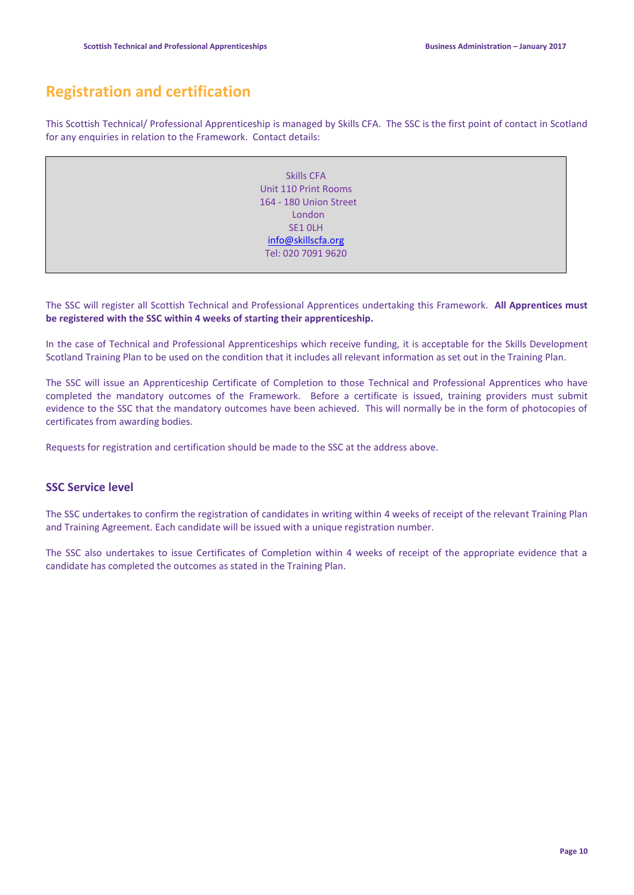## Registration and certification

This Scottish Technical/ Professional Apprenticeship is managed by Skills CFA. The SSC is the first point of contact in Scotland for any enquiries in relation to the Framework. Contact details:

Skills CFA
Unit 110 Print Rooms
164 - 180 Union Street
London
SE1 0LH
info@skillscfa.org
Tel: 020 7091 9620

The SSC will register all Scottish Technical and Professional Apprentices undertaking this Framework. **All Apprentices must be registered with the SSC within 4 weeks of starting their apprenticeship.**

In the case of Technical and Professional Apprenticeships which receive funding, it is acceptable for the Skills Development Scotland Training Plan to be used on the condition that it includes all relevant information as set out in the Training Plan.

The SSC will issue an Apprenticeship Certificate of Completion to those Technical and Professional Apprentices who have completed the mandatory outcomes of the Framework. Before a certificate is issued, training providers must submit evidence to the SSC that the mandatory outcomes have been achieved. This will normally be in the form of photocopies of certificates from awarding bodies.

Requests for registration and certification should be made to the SSC at the address above.

### SSC Service level

The SSC undertakes to confirm the registration of candidates in writing within 4 weeks of receipt of the relevant Training Plan and Training Agreement. Each candidate will be issued with a unique registration number.

The SSC also undertakes to issue Certificates of Completion within 4 weeks of receipt of the appropriate evidence that a candidate has completed the outcomes as stated in the Training Plan.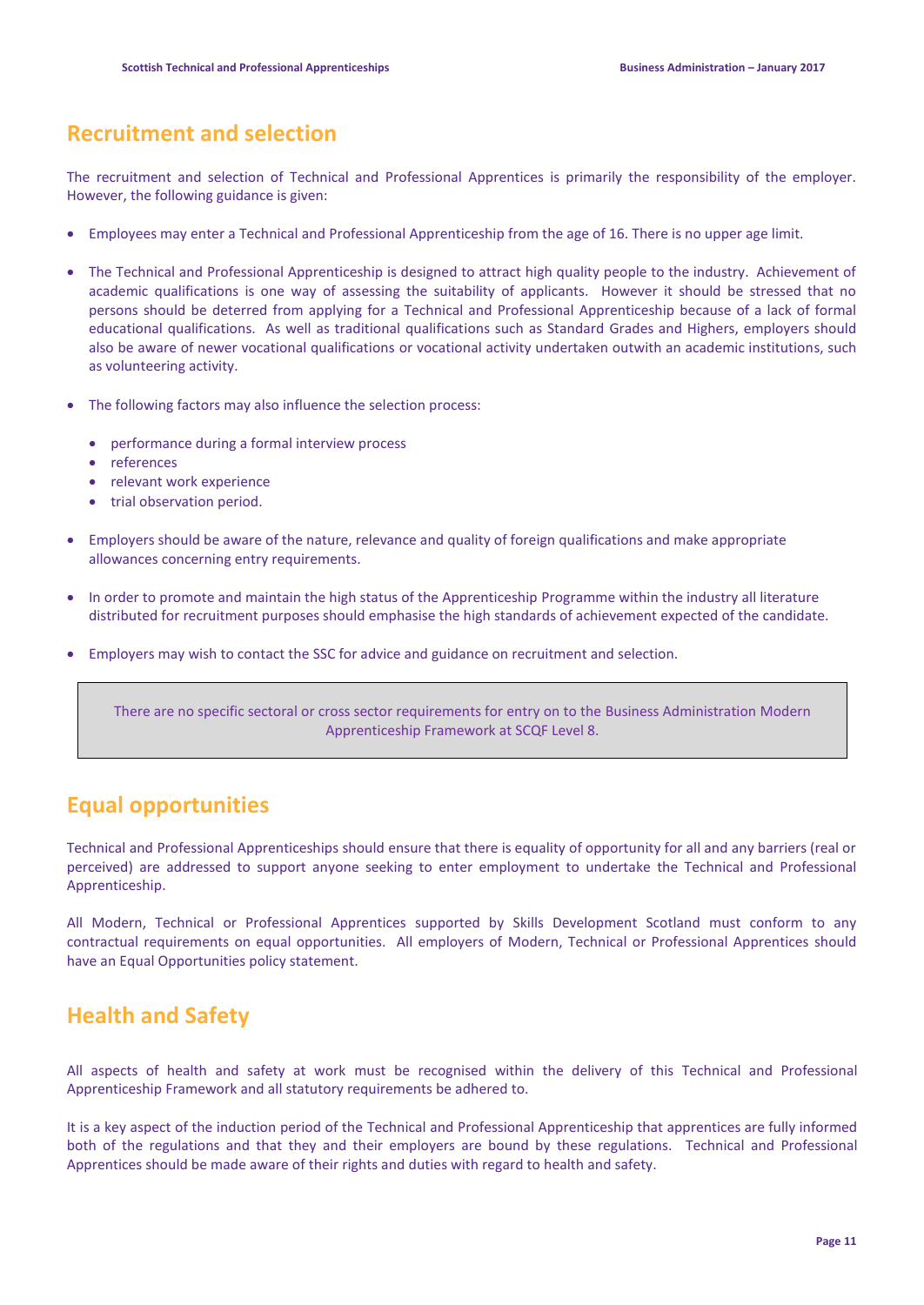## Recruitment and selection

The recruitment and selection of Technical and Professional Apprentices is primarily the responsibility of the employer. However, the following guidance is given:

- Employees may enter a Technical and Professional Apprenticeship from the age of 16. There is no upper age limit.

- The Technical and Professional Apprenticeship is designed to attract high quality people to the industry. Achievement of academic qualifications is one way of assessing the suitability of applicants. However it should be stressed that no persons should be deterred from applying for a Technical and Professional Apprenticeship because of a lack of formal educational qualifications. As well as traditional qualifications such as Standard Grades and Highers, employers should also be aware of newer vocational qualifications or vocational activity undertaken outwith an academic institutions, such as volunteering activity.

- The following factors may also influence the selection process:

  - performance during a formal interview process
  - references
  - relevant work experience
  - trial observation period.

- Employers should be aware of the nature, relevance and quality of foreign qualifications and make appropriate allowances concerning entry requirements.

- In order to promote and maintain the high status of the Apprenticeship Programme within the industry all literature distributed for recruitment purposes should emphasise the high standards of achievement expected of the candidate.

- Employers may wish to contact the SSC for advice and guidance on recruitment and selection.

> There are no specific sectoral or cross sector requirements for entry on to the Business Administration Modern Apprenticeship Framework at SCQF Level 8.

## Equal opportunities

Technical and Professional Apprenticeships should ensure that there is equality of opportunity for all and any barriers (real or perceived) are addressed to support anyone seeking to enter employment to undertake the Technical and Professional Apprenticeship.

All Modern, Technical or Professional Apprentices supported by Skills Development Scotland must conform to any contractual requirements on equal opportunities. All employers of Modern, Technical or Professional Apprentices should have an Equal Opportunities policy statement.

## Health and Safety

All aspects of health and safety at work must be recognised within the delivery of this Technical and Professional Apprenticeship Framework and all statutory requirements be adhered to.

It is a key aspect of the induction period of the Technical and Professional Apprenticeship that apprentices are fully informed both of the regulations and that they and their employers are bound by these regulations. Technical and Professional Apprentices should be made aware of their rights and duties with regard to health and safety.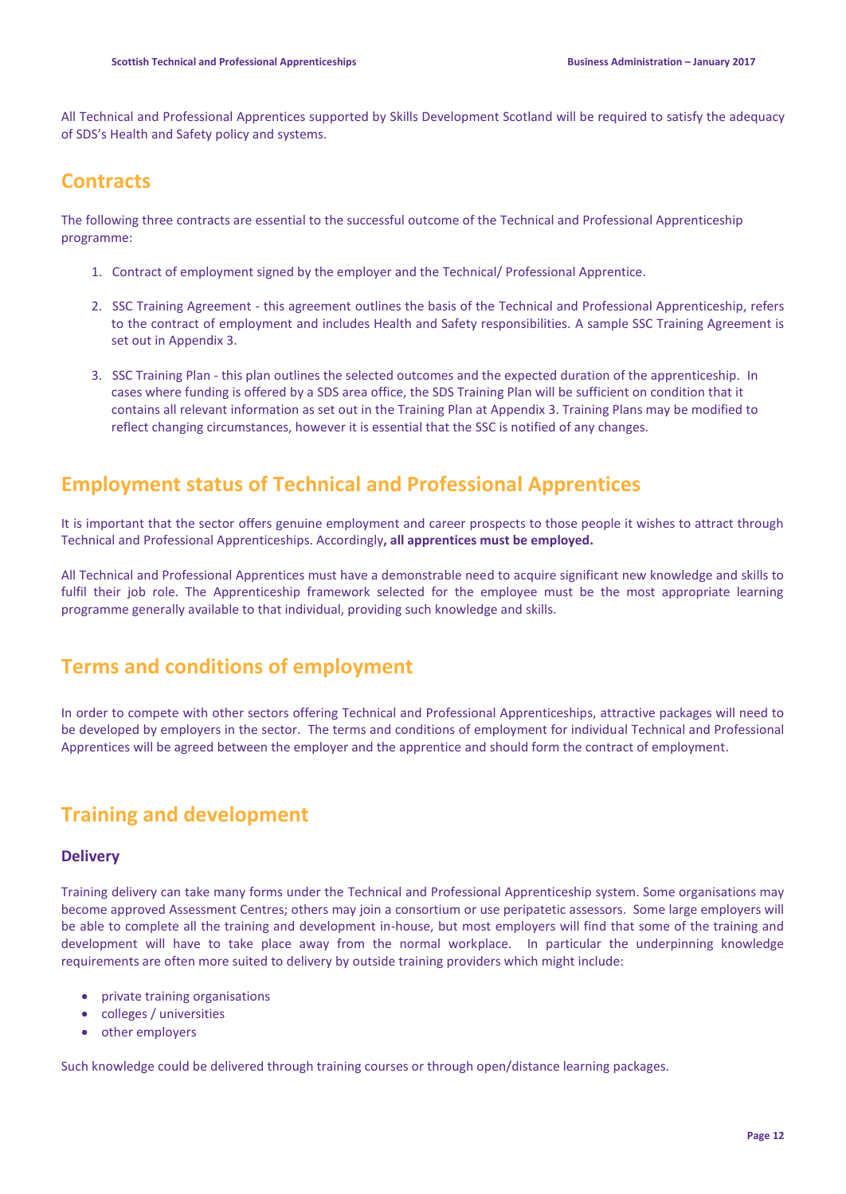All Technical and Professional Apprentices supported by Skills Development Scotland will be required to satisfy the adequacy of SDS's Health and Safety policy and systems.

## Contracts

The following three contracts are essential to the successful outcome of the Technical and Professional Apprenticeship programme:

1. Contract of employment signed by the employer and the Technical/ Professional Apprentice.
2. SSC Training Agreement - this agreement outlines the basis of the Technical and Professional Apprenticeship, refers to the contract of employment and includes Health and Safety responsibilities. A sample SSC Training Agreement is set out in Appendix 3.
3. SSC Training Plan - this plan outlines the selected outcomes and the expected duration of the apprenticeship. In cases where funding is offered by a SDS area office, the SDS Training Plan will be sufficient on condition that it contains all relevant information as set out in the Training Plan at Appendix 3. Training Plans may be modified to reflect changing circumstances, however it is essential that the SSC is notified of any changes.

## Employment status of Technical and Professional Apprentices

It is important that the sector offers genuine employment and career prospects to those people it wishes to attract through Technical and Professional Apprenticeships. Accordingly**, all apprentices must be employed.**

All Technical and Professional Apprentices must have a demonstrable need to acquire significant new knowledge and skills to fulfil their job role. The Apprenticeship framework selected for the employee must be the most appropriate learning programme generally available to that individual, providing such knowledge and skills.

## Terms and conditions of employment

In order to compete with other sectors offering Technical and Professional Apprenticeships, attractive packages will need to be developed by employers in the sector. The terms and conditions of employment for individual Technical and Professional Apprentices will be agreed between the employer and the apprentice and should form the contract of employment.

## Training and development

### Delivery

Training delivery can take many forms under the Technical and Professional Apprenticeship system. Some organisations may become approved Assessment Centres; others may join a consortium or use peripatetic assessors. Some large employers will be able to complete all the training and development in-house, but most employers will find that some of the training and development will have to take place away from the normal workplace. In particular the underpinning knowledge requirements are often more suited to delivery by outside training providers which might include:

- private training organisations
- colleges / universities
- other employers

Such knowledge could be delivered through training courses or through open/distance learning packages.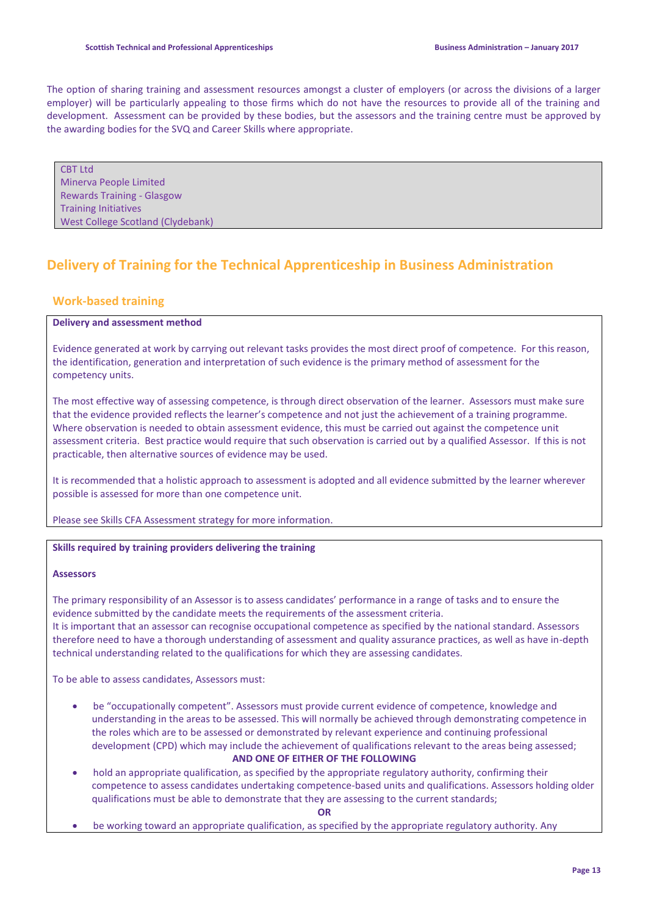The option of sharing training and assessment resources amongst a cluster of employers (or across the divisions of a larger employer) will be particularly appealing to those firms which do not have the resources to provide all of the training and development. Assessment can be provided by these bodies, but the assessors and the training centre must be approved by the awarding bodies for the SVQ and Career Skills where appropriate.

| |
|---|
| CBT Ltd<br>Minerva People Limited<br>Rewards Training - Glasgow<br>Training Initiatives<br>West College Scotland (Clydebank) |

## Delivery of Training for the Technical Apprenticeship in Business Administration

### Work-based training

**Delivery and assessment method**

Evidence generated at work by carrying out relevant tasks provides the most direct proof of competence. For this reason, the identification, generation and interpretation of such evidence is the primary method of assessment for the competency units.

The most effective way of assessing competence, is through direct observation of the learner. Assessors must make sure that the evidence provided reflects the learner's competence and not just the achievement of a training programme. Where observation is needed to obtain assessment evidence, this must be carried out against the competence unit assessment criteria. Best practice would require that such observation is carried out by a qualified Assessor. If this is not practicable, then alternative sources of evidence may be used.

It is recommended that a holistic approach to assessment is adopted and all evidence submitted by the learner wherever possible is assessed for more than one competence unit.

Please see Skills CFA Assessment strategy for more information.

**Skills required by training providers delivering the training**

**Assessors**

The primary responsibility of an Assessor is to assess candidates' performance in a range of tasks and to ensure the evidence submitted by the candidate meets the requirements of the assessment criteria.
It is important that an assessor can recognise occupational competence as specified by the national standard. Assessors therefore need to have a thorough understanding of assessment and quality assurance practices, as well as have in-depth technical understanding related to the qualifications for which they are assessing candidates.

To be able to assess candidates, Assessors must:

- be "occupationally competent". Assessors must provide current evidence of competence, knowledge and understanding in the areas to be assessed. This will normally be achieved through demonstrating competence in the roles which are to be assessed or demonstrated by relevant experience and continuing professional development (CPD) which may include the achievement of qualifications relevant to the areas being assessed;

  **AND ONE OF EITHER OF THE FOLLOWING**

- hold an appropriate qualification, as specified by the appropriate regulatory authority, confirming their competence to assess candidates undertaking competence-based units and qualifications. Assessors holding older qualifications must be able to demonstrate that they are assessing to the current standards;

  **OR**

- be working toward an appropriate qualification, as specified by the appropriate regulatory authority. Any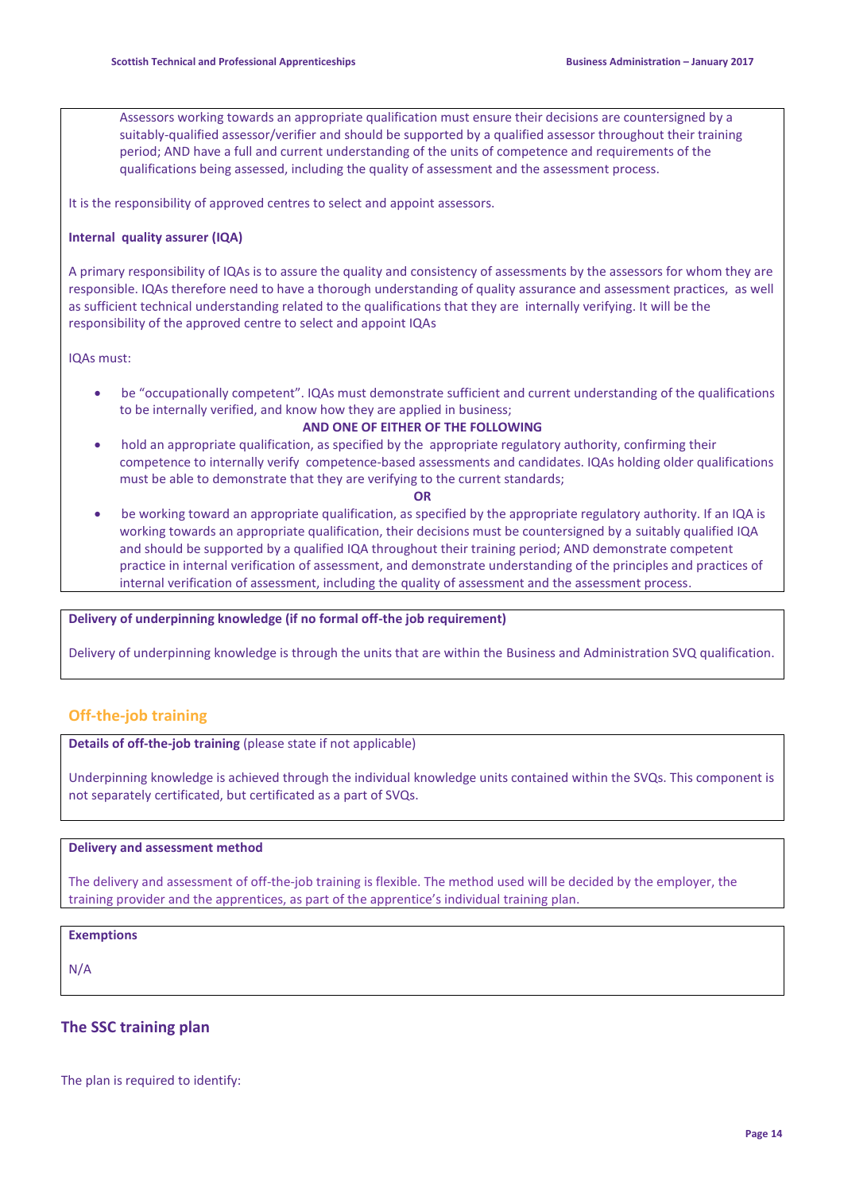Assessors working towards an appropriate qualification must ensure their decisions are countersigned by a suitably-qualified assessor/verifier and should be supported by a qualified assessor throughout their training period; AND have a full and current understanding of the units of competence and requirements of the qualifications being assessed, including the quality of assessment and the assessment process.

It is the responsibility of approved centres to select and appoint assessors.

**Internal quality assurer (IQA)**

A primary responsibility of IQAs is to assure the quality and consistency of assessments by the assessors for whom they are responsible. IQAs therefore need to have a thorough understanding of quality assurance and assessment practices, as well as sufficient technical understanding related to the qualifications that they are internally verifying. It will be the responsibility of the approved centre to select and appoint IQAs

IQAs must:

- be "occupationally competent". IQAs must demonstrate sufficient and current understanding of the qualifications to be internally verified, and know how they are applied in business;

**AND ONE OF EITHER OF THE FOLLOWING**

- hold an appropriate qualification, as specified by the appropriate regulatory authority, confirming their competence to internally verify competence-based assessments and candidates. IQAs holding older qualifications must be able to demonstrate that they are verifying to the current standards;

**OR**

- be working toward an appropriate qualification, as specified by the appropriate regulatory authority. If an IQA is working towards an appropriate qualification, their decisions must be countersigned by a suitably qualified IQA and should be supported by a qualified IQA throughout their training period; AND demonstrate competent practice in internal verification of assessment, and demonstrate understanding of the principles and practices of internal verification of assessment, including the quality of assessment and the assessment process.

**Delivery of underpinning knowledge (if no formal off-the job requirement)**

Delivery of underpinning knowledge is through the units that are within the Business and Administration SVQ qualification.

## Off-the-job training

**Details of off-the-job training** (please state if not applicable)

Underpinning knowledge is achieved through the individual knowledge units contained within the SVQs. This component is not separately certificated, but certificated as a part of SVQs.

**Delivery and assessment method**

The delivery and assessment of off-the-job training is flexible. The method used will be decided by the employer, the training provider and the apprentices, as part of the apprentice's individual training plan.

**Exemptions**

N/A

## The SSC training plan

The plan is required to identify: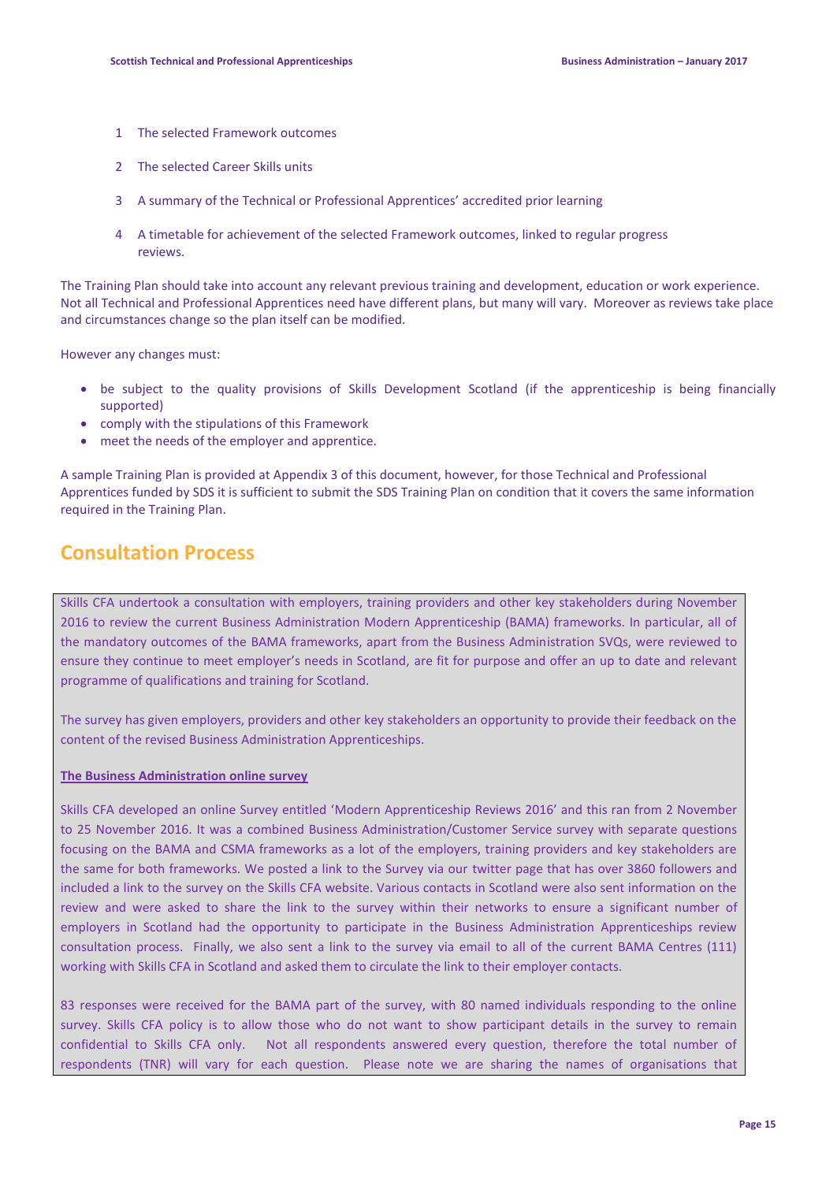1. The selected Framework outcomes
2. The selected Career Skills units
3. A summary of the Technical or Professional Apprentices' accredited prior learning
4. A timetable for achievement of the selected Framework outcomes, linked to regular progress reviews.

The Training Plan should take into account any relevant previous training and development, education or work experience. Not all Technical and Professional Apprentices need have different plans, but many will vary. Moreover as reviews take place and circumstances change so the plan itself can be modified.

However any changes must:

- be subject to the quality provisions of Skills Development Scotland (if the apprenticeship is being financially supported)
- comply with the stipulations of this Framework
- meet the needs of the employer and apprentice.

A sample Training Plan is provided at Appendix 3 of this document, however, for those Technical and Professional Apprentices funded by SDS it is sufficient to submit the SDS Training Plan on condition that it covers the same information required in the Training Plan.

## Consultation Process

Skills CFA undertook a consultation with employers, training providers and other key stakeholders during November 2016 to review the current Business Administration Modern Apprenticeship (BAMA) frameworks. In particular, all of the mandatory outcomes of the BAMA frameworks, apart from the Business Administration SVQs, were reviewed to ensure they continue to meet employer's needs in Scotland, are fit for purpose and offer an up to date and relevant programme of qualifications and training for Scotland.

The survey has given employers, providers and other key stakeholders an opportunity to provide their feedback on the content of the revised Business Administration Apprenticeships.

**The Business Administration online survey**

Skills CFA developed an online Survey entitled 'Modern Apprenticeship Reviews 2016' and this ran from 2 November to 25 November 2016. It was a combined Business Administration/Customer Service survey with separate questions focusing on the BAMA and CSMA frameworks as a lot of the employers, training providers and key stakeholders are the same for both frameworks. We posted a link to the Survey via our twitter page that has over 3860 followers and included a link to the survey on the Skills CFA website. Various contacts in Scotland were also sent information on the review and were asked to share the link to the survey within their networks to ensure a significant number of employers in Scotland had the opportunity to participate in the Business Administration Apprenticeships review consultation process. Finally, we also sent a link to the survey via email to all of the current BAMA Centres (111) working with Skills CFA in Scotland and asked them to circulate the link to their employer contacts.

83 responses were received for the BAMA part of the survey, with 80 named individuals responding to the online survey. Skills CFA policy is to allow those who do not want to show participant details in the survey to remain confidential to Skills CFA only. Not all respondents answered every question, therefore the total number of respondents (TNR) will vary for each question. Please note we are sharing the names of organisations that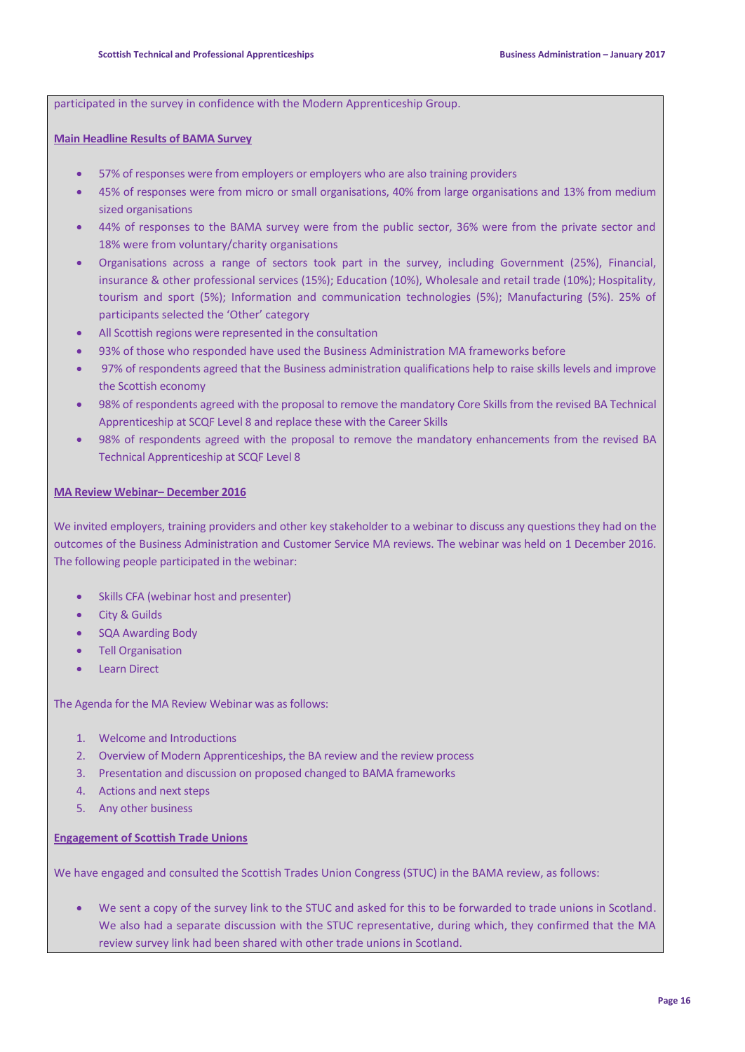participated in the survey in confidence with the Modern Apprenticeship Group.

**Main Headline Results of BAMA Survey**

- 57% of responses were from employers or employers who are also training providers
- 45% of responses were from micro or small organisations, 40% from large organisations and 13% from medium sized organisations
- 44% of responses to the BAMA survey were from the public sector, 36% were from the private sector and 18% were from voluntary/charity organisations
- Organisations across a range of sectors took part in the survey, including Government (25%), Financial, insurance & other professional services (15%); Education (10%), Wholesale and retail trade (10%); Hospitality, tourism and sport (5%); Information and communication technologies (5%); Manufacturing (5%). 25% of participants selected the 'Other' category
- All Scottish regions were represented in the consultation
- 93% of those who responded have used the Business Administration MA frameworks before
- 97% of respondents agreed that the Business administration qualifications help to raise skills levels and improve the Scottish economy
- 98% of respondents agreed with the proposal to remove the mandatory Core Skills from the revised BA Technical Apprenticeship at SCQF Level 8 and replace these with the Career Skills
- 98% of respondents agreed with the proposal to remove the mandatory enhancements from the revised BA Technical Apprenticeship at SCQF Level 8

**MA Review Webinar– December 2016**

We invited employers, training providers and other key stakeholder to a webinar to discuss any questions they had on the outcomes of the Business Administration and Customer Service MA reviews. The webinar was held on 1 December 2016. The following people participated in the webinar:

- Skills CFA (webinar host and presenter)
- City & Guilds
- SQA Awarding Body
- Tell Organisation
- Learn Direct

The Agenda for the MA Review Webinar was as follows:

1. Welcome and Introductions
2. Overview of Modern Apprenticeships, the BA review and the review process
3. Presentation and discussion on proposed changed to BAMA frameworks
4. Actions and next steps
5. Any other business

**Engagement of Scottish Trade Unions**

We have engaged and consulted the Scottish Trades Union Congress (STUC) in the BAMA review, as follows:

- We sent a copy of the survey link to the STUC and asked for this to be forwarded to trade unions in Scotland. We also had a separate discussion with the STUC representative, during which, they confirmed that the MA review survey link had been shared with other trade unions in Scotland.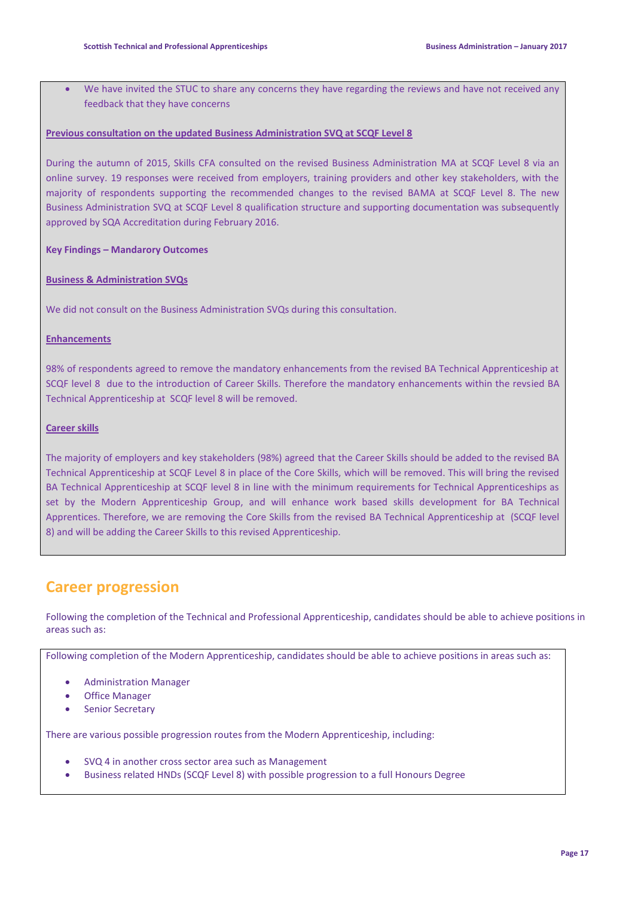- We have invited the STUC to share any concerns they have regarding the reviews and have not received any feedback that they have concerns

**Previous consultation on the updated Business Administration SVQ at SCQF Level 8**

During the autumn of 2015, Skills CFA consulted on the revised Business Administration MA at SCQF Level 8 via an online survey. 19 responses were received from employers, training providers and other key stakeholders, with the majority of respondents supporting the recommended changes to the revised BAMA at SCQF Level 8. The new Business Administration SVQ at SCQF Level 8 qualification structure and supporting documentation was subsequently approved by SQA Accreditation during February 2016.

**Key Findings – Mandarory Outcomes**

**Business & Administration SVQs**

We did not consult on the Business Administration SVQs during this consultation.

**Enhancements**

98% of respondents agreed to remove the mandatory enhancements from the revised BA Technical Apprenticeship at SCQF level 8 due to the introduction of Career Skills. Therefore the mandatory enhancements within the revsied BA Technical Apprenticeship at SCQF level 8 will be removed.

**Career skills**

The majority of employers and key stakeholders (98%) agreed that the Career Skills should be added to the revised BA Technical Apprenticeship at SCQF Level 8 in place of the Core Skills, which will be removed. This will bring the revised BA Technical Apprenticeship at SCQF level 8 in line with the minimum requirements for Technical Apprenticeships as set by the Modern Apprenticeship Group, and will enhance work based skills development for BA Technical Apprentices. Therefore, we are removing the Core Skills from the revised BA Technical Apprenticeship at (SCQF level 8) and will be adding the Career Skills to this revised Apprenticeship.

## Career progression

Following the completion of the Technical and Professional Apprenticeship, candidates should be able to achieve positions in areas such as:

Following completion of the Modern Apprenticeship, candidates should be able to achieve positions in areas such as:

- Administration Manager
- Office Manager
- Senior Secretary

There are various possible progression routes from the Modern Apprenticeship, including:

- SVQ 4 in another cross sector area such as Management
- Business related HNDs (SCQF Level 8) with possible progression to a full Honours Degree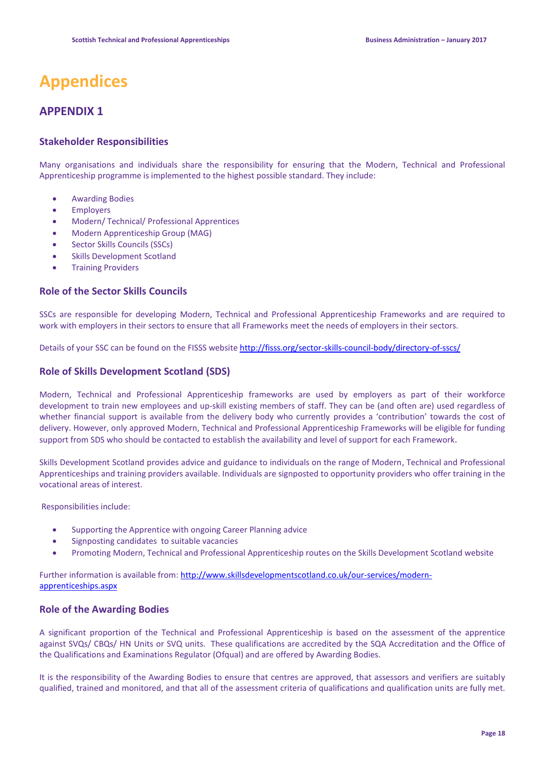# Appendices

## APPENDIX 1

### Stakeholder Responsibilities

Many organisations and individuals share the responsibility for ensuring that the Modern, Technical and Professional Apprenticeship programme is implemented to the highest possible standard. They include:

- Awarding Bodies
- Employers
- Modern/ Technical/ Professional Apprentices
- Modern Apprenticeship Group (MAG)
- Sector Skills Councils (SSCs)
- Skills Development Scotland
- Training Providers

### Role of the Sector Skills Councils

SSCs are responsible for developing Modern, Technical and Professional Apprenticeship Frameworks and are required to work with employers in their sectors to ensure that all Frameworks meet the needs of employers in their sectors.

Details of your SSC can be found on the FISSS website http://fisss.org/sector-skills-council-body/directory-of-sscs/

### Role of Skills Development Scotland (SDS)

Modern, Technical and Professional Apprenticeship frameworks are used by employers as part of their workforce development to train new employees and up-skill existing members of staff. They can be (and often are) used regardless of whether financial support is available from the delivery body who currently provides a 'contribution' towards the cost of delivery. However, only approved Modern, Technical and Professional Apprenticeship Frameworks will be eligible for funding support from SDS who should be contacted to establish the availability and level of support for each Framework.

Skills Development Scotland provides advice and guidance to individuals on the range of Modern, Technical and Professional Apprenticeships and training providers available. Individuals are signposted to opportunity providers who offer training in the vocational areas of interest.

Responsibilities include:

- Supporting the Apprentice with ongoing Career Planning advice
- Signposting candidates to suitable vacancies
- Promoting Modern, Technical and Professional Apprenticeship routes on the Skills Development Scotland website

Further information is available from: http://www.skillsdevelopmentscotland.co.uk/our-services/modern-apprenticeships.aspx

### Role of the Awarding Bodies

A significant proportion of the Technical and Professional Apprenticeship is based on the assessment of the apprentice against SVQs/ CBQs/ HN Units or SVQ units. These qualifications are accredited by the SQA Accreditation and the Office of the Qualifications and Examinations Regulator (Ofqual) and are offered by Awarding Bodies.

It is the responsibility of the Awarding Bodies to ensure that centres are approved, that assessors and verifiers are suitably qualified, trained and monitored, and that all of the assessment criteria of qualifications and qualification units are fully met.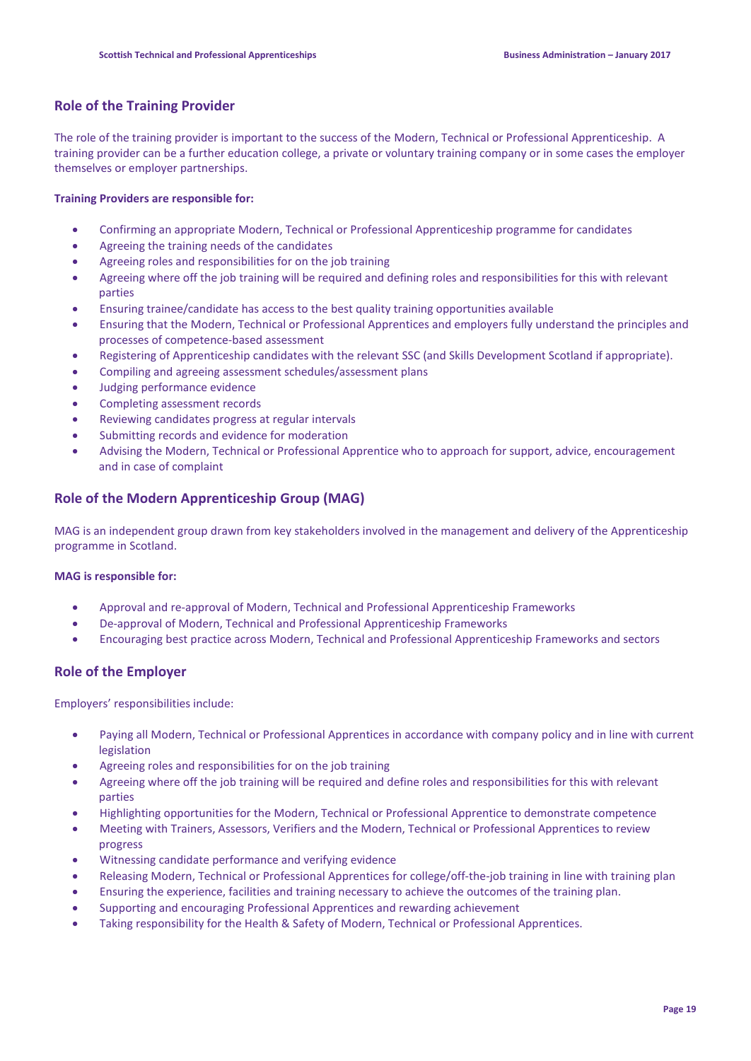## Role of the Training Provider

The role of the training provider is important to the success of the Modern, Technical or Professional Apprenticeship. A training provider can be a further education college, a private or voluntary training company or in some cases the employer themselves or employer partnerships.

**Training Providers are responsible for:**

- Confirming an appropriate Modern, Technical or Professional Apprenticeship programme for candidates
- Agreeing the training needs of the candidates
- Agreeing roles and responsibilities for on the job training
- Agreeing where off the job training will be required and defining roles and responsibilities for this with relevant parties
- Ensuring trainee/candidate has access to the best quality training opportunities available
- Ensuring that the Modern, Technical or Professional Apprentices and employers fully understand the principles and processes of competence-based assessment
- Registering of Apprenticeship candidates with the relevant SSC (and Skills Development Scotland if appropriate).
- Compiling and agreeing assessment schedules/assessment plans
- Judging performance evidence
- Completing assessment records
- Reviewing candidates progress at regular intervals
- Submitting records and evidence for moderation
- Advising the Modern, Technical or Professional Apprentice who to approach for support, advice, encouragement and in case of complaint

## Role of the Modern Apprenticeship Group (MAG)

MAG is an independent group drawn from key stakeholders involved in the management and delivery of the Apprenticeship programme in Scotland.

**MAG is responsible for:**

- Approval and re-approval of Modern, Technical and Professional Apprenticeship Frameworks
- De-approval of Modern, Technical and Professional Apprenticeship Frameworks
- Encouraging best practice across Modern, Technical and Professional Apprenticeship Frameworks and sectors

## Role of the Employer

Employers' responsibilities include:

- Paying all Modern, Technical or Professional Apprentices in accordance with company policy and in line with current legislation
- Agreeing roles and responsibilities for on the job training
- Agreeing where off the job training will be required and define roles and responsibilities for this with relevant parties
- Highlighting opportunities for the Modern, Technical or Professional Apprentice to demonstrate competence
- Meeting with Trainers, Assessors, Verifiers and the Modern, Technical or Professional Apprentices to review progress
- Witnessing candidate performance and verifying evidence
- Releasing Modern, Technical or Professional Apprentices for college/off-the-job training in line with training plan
- Ensuring the experience, facilities and training necessary to achieve the outcomes of the training plan.
- Supporting and encouraging Professional Apprentices and rewarding achievement
- Taking responsibility for the Health & Safety of Modern, Technical or Professional Apprentices.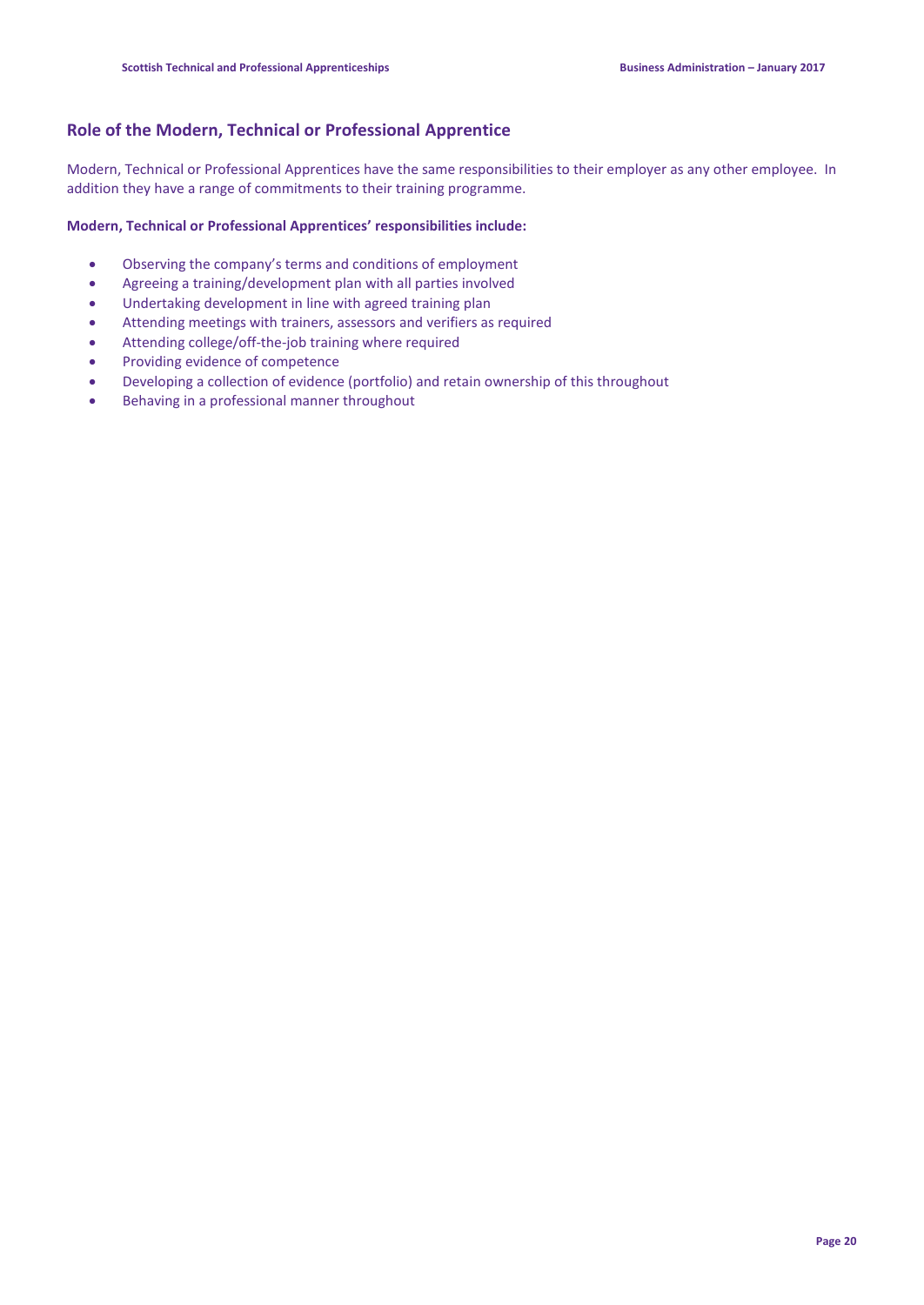## Role of the Modern, Technical or Professional Apprentice

Modern, Technical or Professional Apprentices have the same responsibilities to their employer as any other employee. In addition they have a range of commitments to their training programme.

**Modern, Technical or Professional Apprentices' responsibilities include:**

- Observing the company's terms and conditions of employment
- Agreeing a training/development plan with all parties involved
- Undertaking development in line with agreed training plan
- Attending meetings with trainers, assessors and verifiers as required
- Attending college/off-the-job training where required
- Providing evidence of competence
- Developing a collection of evidence (portfolio) and retain ownership of this throughout
- Behaving in a professional manner throughout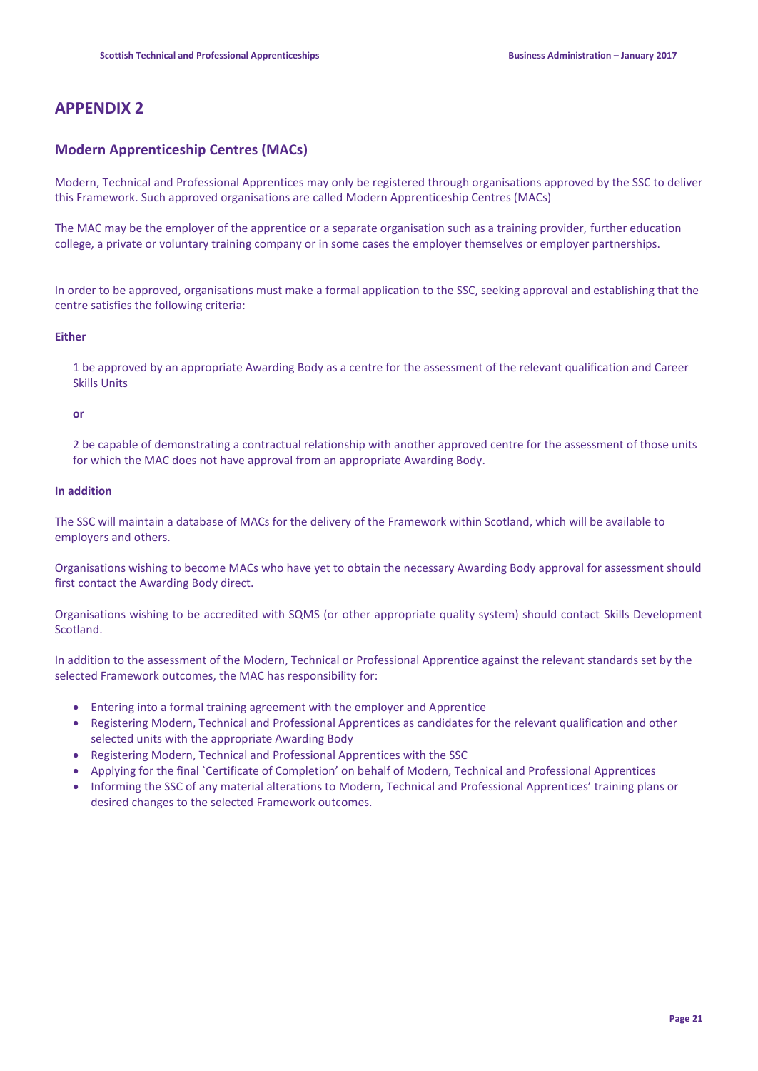# APPENDIX 2

## Modern Apprenticeship Centres (MACs)

Modern, Technical and Professional Apprentices may only be registered through organisations approved by the SSC to deliver this Framework. Such approved organisations are called Modern Apprenticeship Centres (MACs)

The MAC may be the employer of the apprentice or a separate organisation such as a training provider, further education college, a private or voluntary training company or in some cases the employer themselves or employer partnerships.

In order to be approved, organisations must make a formal application to the SSC, seeking approval and establishing that the centre satisfies the following criteria:

**Either**

1 be approved by an appropriate Awarding Body as a centre for the assessment of the relevant qualification and Career Skills Units

**or**

2 be capable of demonstrating a contractual relationship with another approved centre for the assessment of those units for which the MAC does not have approval from an appropriate Awarding Body.

**In addition**

The SSC will maintain a database of MACs for the delivery of the Framework within Scotland, which will be available to employers and others.

Organisations wishing to become MACs who have yet to obtain the necessary Awarding Body approval for assessment should first contact the Awarding Body direct.

Organisations wishing to be accredited with SQMS (or other appropriate quality system) should contact Skills Development Scotland.

In addition to the assessment of the Modern, Technical or Professional Apprentice against the relevant standards set by the selected Framework outcomes, the MAC has responsibility for:

- Entering into a formal training agreement with the employer and Apprentice
- Registering Modern, Technical and Professional Apprentices as candidates for the relevant qualification and other selected units with the appropriate Awarding Body
- Registering Modern, Technical and Professional Apprentices with the SSC
- Applying for the final `Certificate of Completion' on behalf of Modern, Technical and Professional Apprentices
- Informing the SSC of any material alterations to Modern, Technical and Professional Apprentices' training plans or desired changes to the selected Framework outcomes.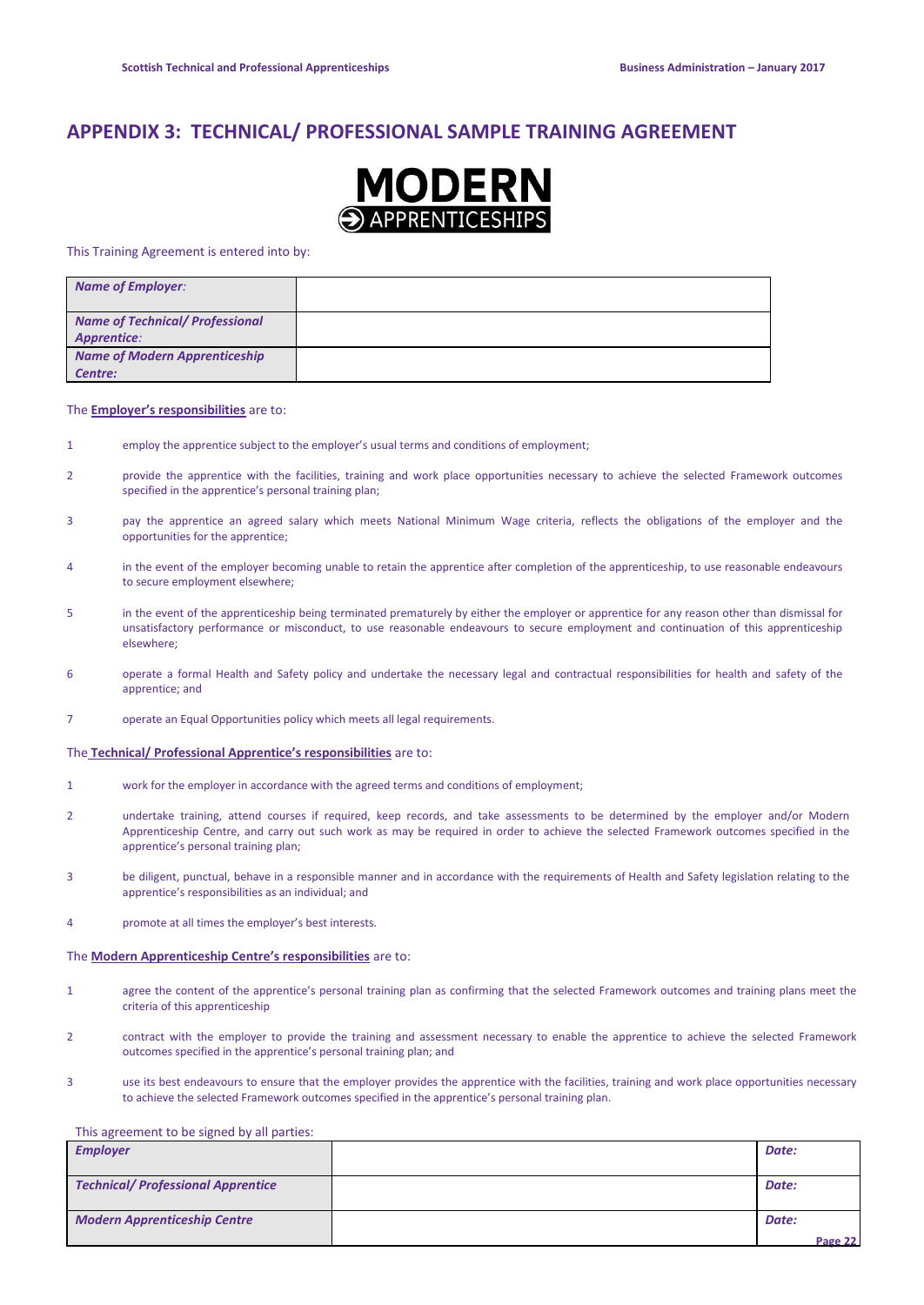# APPENDIX 3: TECHNICAL/ PROFESSIONAL SAMPLE TRAINING AGREEMENT

**MODERN APPRENTICESHIPS**

This Training Agreement is entered into by:

| *Name of Employer:* | |
|---|---|
| *Name of Technical/ Professional Apprentice:* | |
| *Name of Modern Apprenticeship Centre:* | |

The **Employer's responsibilities** are to:

1. employ the apprentice subject to the employer's usual terms and conditions of employment;
2. provide the apprentice with the facilities, training and work place opportunities necessary to achieve the selected Framework outcomes specified in the apprentice's personal training plan;
3. pay the apprentice an agreed salary which meets National Minimum Wage criteria, reflects the obligations of the employer and the opportunities for the apprentice;
4. in the event of the employer becoming unable to retain the apprentice after completion of the apprenticeship, to use reasonable endeavours to secure employment elsewhere;
5. in the event of the apprenticeship being terminated prematurely by either the employer or apprentice for any reason other than dismissal for unsatisfactory performance or misconduct, to use reasonable endeavours to secure employment and continuation of this apprenticeship elsewhere;
6. operate a formal Health and Safety policy and undertake the necessary legal and contractual responsibilities for health and safety of the apprentice; and
7. operate an Equal Opportunities policy which meets all legal requirements.

The **Technical/ Professional Apprentice's responsibilities** are to:

1. work for the employer in accordance with the agreed terms and conditions of employment;
2. undertake training, attend courses if required, keep records, and take assessments to be determined by the employer and/or Modern Apprenticeship Centre, and carry out such work as may be required in order to achieve the selected Framework outcomes specified in the apprentice's personal training plan;
3. be diligent, punctual, behave in a responsible manner and in accordance with the requirements of Health and Safety legislation relating to the apprentice's responsibilities as an individual; and
4. promote at all times the employer's best interests.

The **Modern Apprenticeship Centre's responsibilities** are to:

1. agree the content of the apprentice's personal training plan as confirming that the selected Framework outcomes and training plans meet the criteria of this apprenticeship
2. contract with the employer to provide the training and assessment necessary to enable the apprentice to achieve the selected Framework outcomes specified in the apprentice's personal training plan; and
3. use its best endeavours to ensure that the employer provides the apprentice with the facilities, training and work place opportunities necessary to achieve the selected Framework outcomes specified in the apprentice's personal training plan.

This agreement to be signed by all parties:

| *Employer* | | *Date:* |
|---|---|---|
| *Technical/ Professional Apprentice* | | *Date:* |
| *Modern Apprenticeship Centre* | | *Date:* |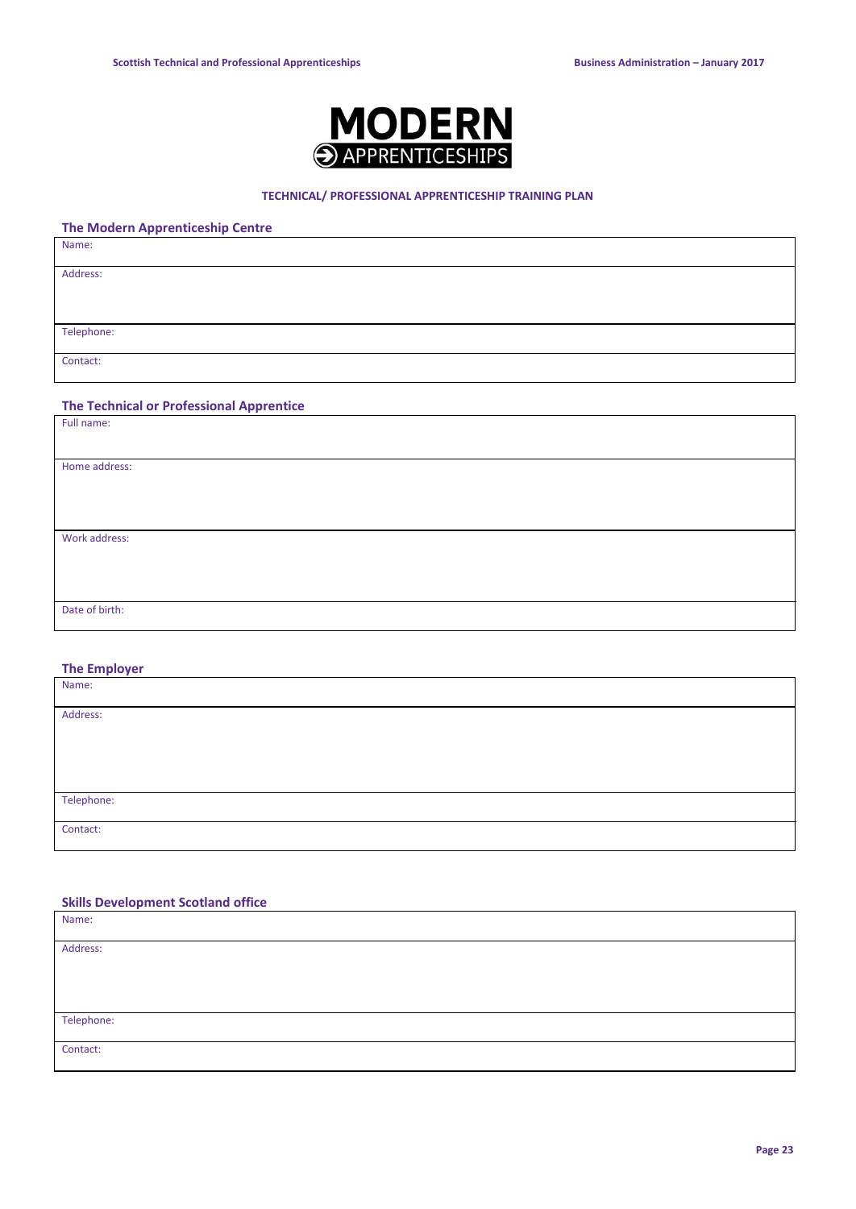MODERN
APPRENTICESHIPS

**TECHNICAL/ PROFESSIONAL APPRENTICESHIP TRAINING PLAN**

### The Modern Apprenticeship Centre

| Name: |
|---|
| Address: |
| Telephone: |
| Contact: |

### The Technical or Professional Apprentice

| Full name: |
|---|
| Home address: |
| Work address: |
| Date of birth: |

### The Employer

| Name: |
|---|
| Address: |
| Telephone: |
| Contact: |

### Skills Development Scotland office

| Name: |
|---|
| Address: |
| Telephone: |
| Contact: |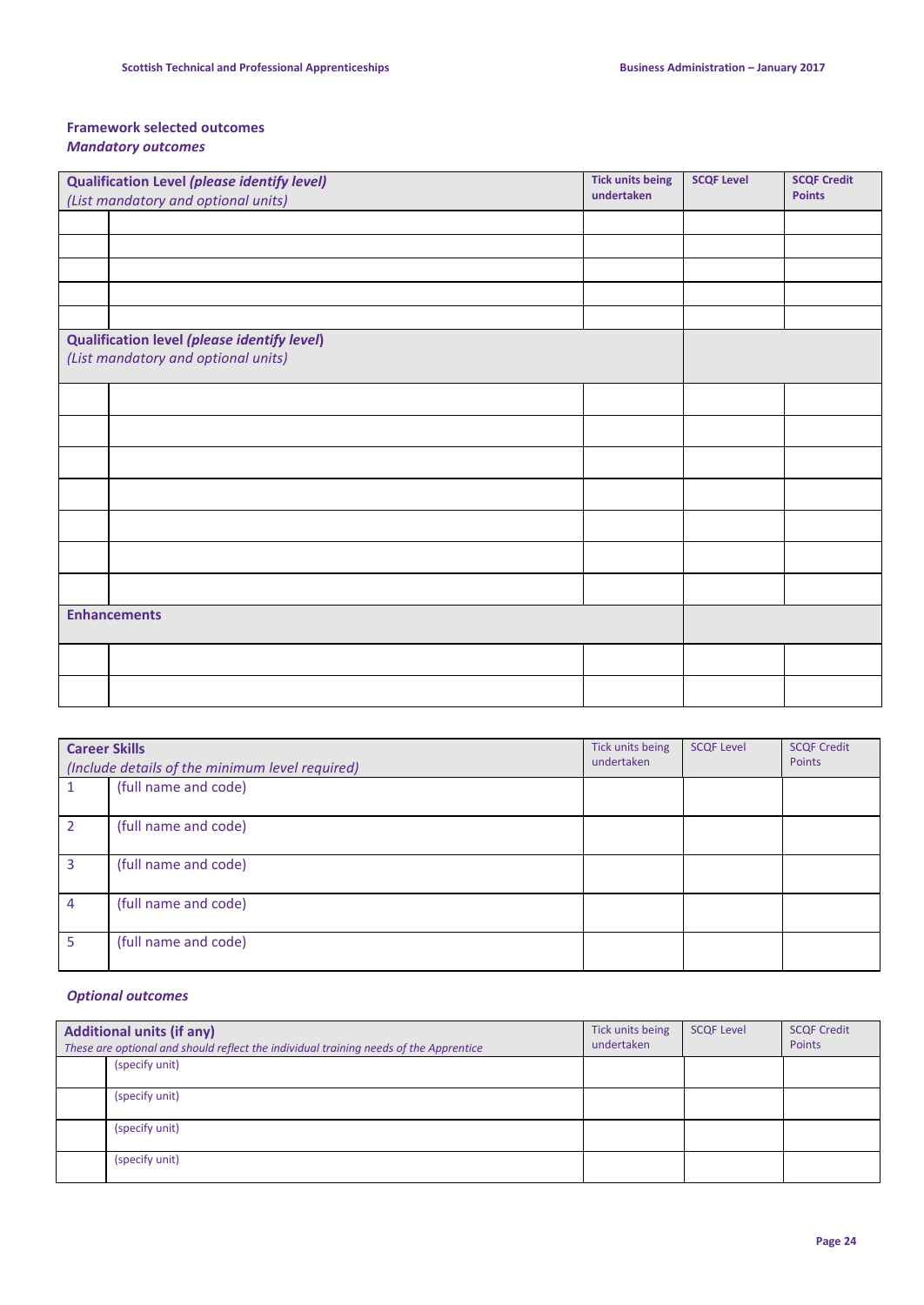### Framework selected outcomes

***Mandatory outcomes***

| **Qualification Level *(please identify level)*** *(List mandatory and optional units)* | | **Tick units being undertaken** | **SCQF Level** | **SCQF Credit Points** |
|---|---|---|---|---|
| | | | | |
| | | | | |
| | | | | |
| | | | | |
| | | | | |
| **Qualification level *(please identify level)*** *(List mandatory and optional units)* | | | | |
| | | | | |
| | | | | |
| | | | | |
| | | | | |
| | | | | |
| | | | | |
| | | | | |
| **Enhancements** | | | | |
| | | | | |
| | | | | |

| **Career Skills** *(Include details of the minimum level required)* | | Tick units being undertaken | SCQF Level | SCQF Credit Points |
|---|---|---|---|---|
| 1 | (full name and code) | | | |
| 2 | (full name and code) | | | |
| 3 | (full name and code) | | | |
| 4 | (full name and code) | | | |
| 5 | (full name and code) | | | |

***Optional outcomes***

| **Additional units (if any)** *These are optional and should reflect the individual training needs of the Apprentice* | | Tick units being undertaken | SCQF Level | SCQF Credit Points |
|---|---|---|---|---|
| | (specify unit) | | | |
| | (specify unit) | | | |
| | (specify unit) | | | |
| | (specify unit) | | | |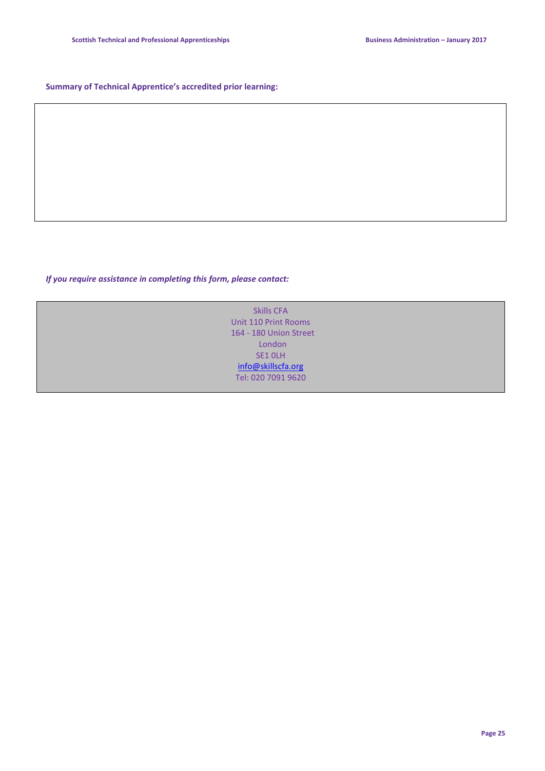**Summary of Technical Apprentice's accredited prior learning:**

| |
|---|
| |

***If you require assistance in completing this form, please contact:***

Skills CFA
Unit 110 Print Rooms
164 - 180 Union Street
London
SE1 0LH
info@skillscfa.org
Tel: 020 7091 9620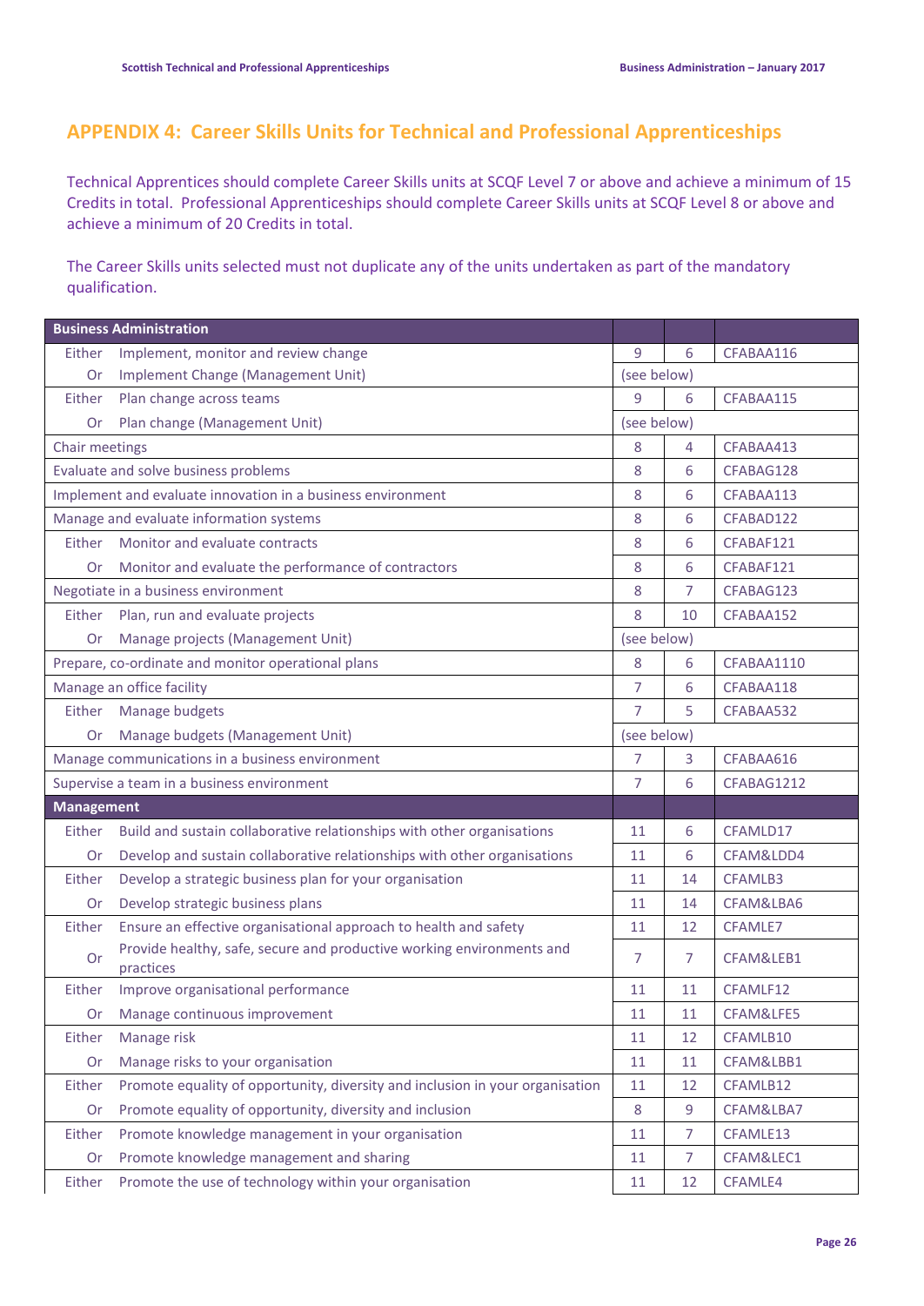## APPENDIX 4: Career Skills Units for Technical and Professional Apprenticeships

Technical Apprentices should complete Career Skills units at SCQF Level 7 or above and achieve a minimum of 15 Credits in total. Professional Apprenticeships should complete Career Skills units at SCQF Level 8 or above and achieve a minimum of 20 Credits in total.

The Career Skills units selected must not duplicate any of the units undertaken as part of the mandatory qualification.

| | Business Administration | | | |
|---|---|---|---|---|
| Either | Implement, monitor and review change | 9 | 6 | CFABAA116 |
| Or | Implement Change (Management Unit) | (see below) | | |
| Either | Plan change across teams | 9 | 6 | CFABAA115 |
| Or | Plan change (Management Unit) | (see below) | | |
| | Chair meetings | 8 | 4 | CFABAA413 |
| | Evaluate and solve business problems | 8 | 6 | CFABAG128 |
| | Implement and evaluate innovation in a business environment | 8 | 6 | CFABAA113 |
| | Manage and evaluate information systems | 8 | 6 | CFABAD122 |
| Either | Monitor and evaluate contracts | 8 | 6 | CFABAF121 |
| Or | Monitor and evaluate the performance of contractors | 8 | 6 | CFABAF121 |
| | Negotiate in a business environment | 8 | 7 | CFABAG123 |
| Either | Plan, run and evaluate projects | 8 | 10 | CFABAA152 |
| Or | Manage projects (Management Unit) | (see below) | | |
| | Prepare, co-ordinate and monitor operational plans | 8 | 6 | CFABAA1110 |
| | Manage an office facility | 7 | 6 | CFABAA118 |
| Either | Manage budgets | 7 | 5 | CFABAA532 |
| Or | Manage budgets (Management Unit) | (see below) | | |
| | Manage communications in a business environment | 7 | 3 | CFABAA616 |
| | Supervise a team in a business environment | 7 | 6 | CFABAG1212 |
| | **Management** | | | |
| Either | Build and sustain collaborative relationships with other organisations | 11 | 6 | CFAMLD17 |
| Or | Develop and sustain collaborative relationships with other organisations | 11 | 6 | CFAM&LDD4 |
| Either | Develop a strategic business plan for your organisation | 11 | 14 | CFAMLB3 |
| Or | Develop strategic business plans | 11 | 14 | CFAM&LBA6 |
| Either | Ensure an effective organisational approach to health and safety | 11 | 12 | CFAMLE7 |
| Or | Provide healthy, safe, secure and productive working environments and practices | 7 | 7 | CFAM&LEB1 |
| Either | Improve organisational performance | 11 | 11 | CFAMLF12 |
| Or | Manage continuous improvement | 11 | 11 | CFAM&LFE5 |
| Either | Manage risk | 11 | 12 | CFAMLB10 |
| Or | Manage risks to your organisation | 11 | 11 | CFAM&LBB1 |
| Either | Promote equality of opportunity, diversity and inclusion in your organisation | 11 | 12 | CFAMLB12 |
| Or | Promote equality of opportunity, diversity and inclusion | 8 | 9 | CFAM&LBA7 |
| Either | Promote knowledge management in your organisation | 11 | 7 | CFAMLE13 |
| Or | Promote knowledge management and sharing | 11 | 7 | CFAM&LEC1 |
| Either | Promote the use of technology within your organisation | 11 | 12 | CFAMLE4 |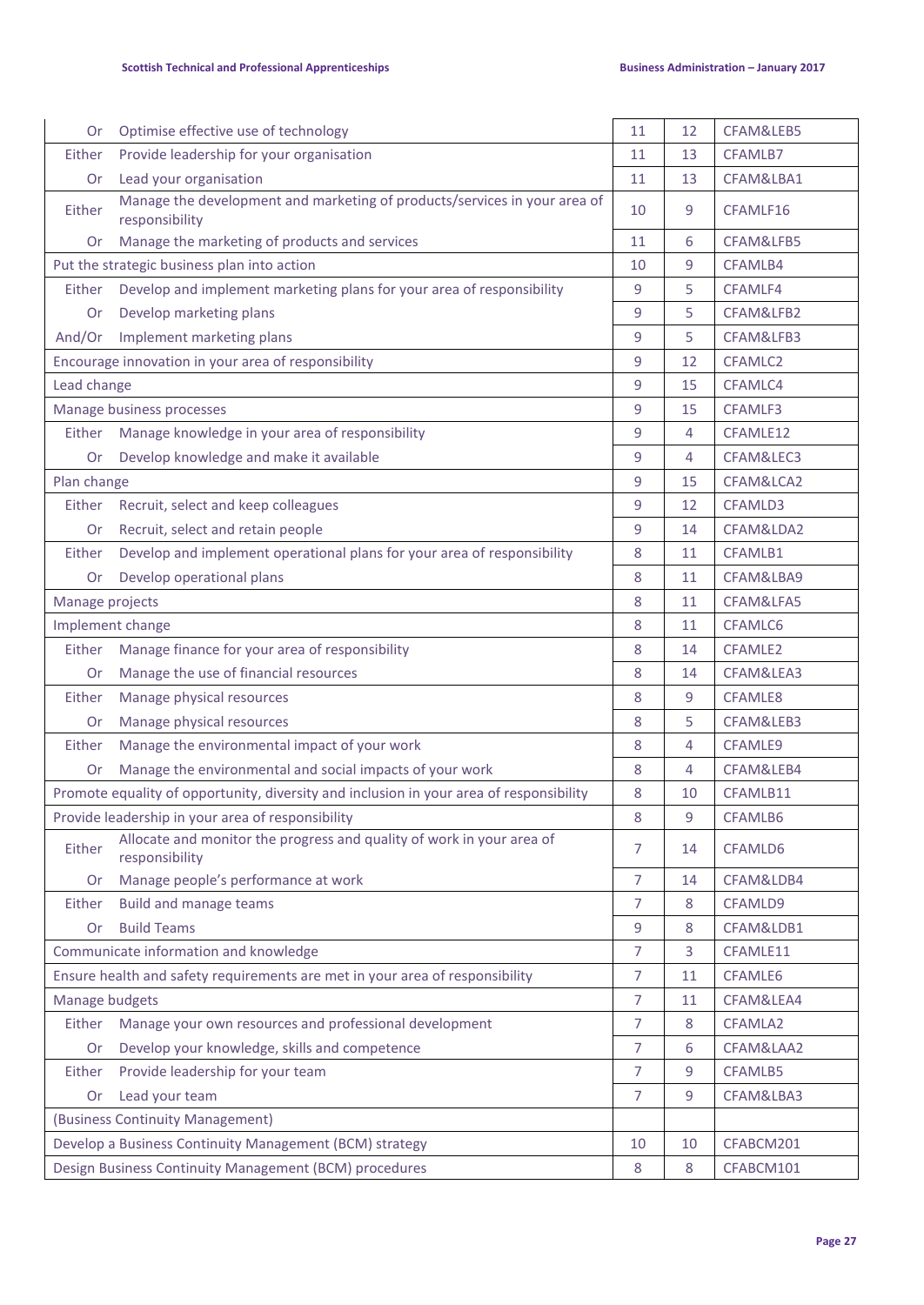| | | | | |
|---|---|---|---|---|
| Or | Optimise effective use of technology | 11 | 12 | CFAM&LEB5 |
| Either | Provide leadership for your organisation | 11 | 13 | CFAMLB7 |
| Or | Lead your organisation | 11 | 13 | CFAM&LBA1 |
| Either | Manage the development and marketing of products/services in your area of responsibility | 10 | 9 | CFAMLF16 |
| Or | Manage the marketing of products and services | 11 | 6 | CFAM&LFB5 |
| Put the strategic business plan into action | | 10 | 9 | CFAMLB4 |
| Either | Develop and implement marketing plans for your area of responsibility | 9 | 5 | CFAMLF4 |
| Or | Develop marketing plans | 9 | 5 | CFAM&LFB2 |
| And/Or | Implement marketing plans | 9 | 5 | CFAM&LFB3 |
| Encourage innovation in your area of responsibility | | 9 | 12 | CFAMLC2 |
| Lead change | | 9 | 15 | CFAMLC4 |
| Manage business processes | | 9 | 15 | CFAMLF3 |
| Either | Manage knowledge in your area of responsibility | 9 | 4 | CFAMLE12 |
| Or | Develop knowledge and make it available | 9 | 4 | CFAM&LEC3 |
| Plan change | | 9 | 15 | CFAM&LCA2 |
| Either | Recruit, select and keep colleagues | 9 | 12 | CFAMLD3 |
| Or | Recruit, select and retain people | 9 | 14 | CFAM&LDA2 |
| Either | Develop and implement operational plans for your area of responsibility | 8 | 11 | CFAMLB1 |
| Or | Develop operational plans | 8 | 11 | CFAM&LBA9 |
| Manage projects | | 8 | 11 | CFAM&LFA5 |
| Implement change | | 8 | 11 | CFAMLC6 |
| Either | Manage finance for your area of responsibility | 8 | 14 | CFAMLE2 |
| Or | Manage the use of financial resources | 8 | 14 | CFAM&LEA3 |
| Either | Manage physical resources | 8 | 9 | CFAMLE8 |
| Or | Manage physical resources | 8 | 5 | CFAM&LEB3 |
| Either | Manage the environmental impact of your work | 8 | 4 | CFAMLE9 |
| Or | Manage the environmental and social impacts of your work | 8 | 4 | CFAM&LEB4 |
| Promote equality of opportunity, diversity and inclusion in your area of responsibility | | 8 | 10 | CFAMLB11 |
| Provide leadership in your area of responsibility | | 8 | 9 | CFAMLB6 |
| Either | Allocate and monitor the progress and quality of work in your area of responsibility | 7 | 14 | CFAMLD6 |
| Or | Manage people's performance at work | 7 | 14 | CFAM&LDB4 |
| Either | Build and manage teams | 7 | 8 | CFAMLD9 |
| Or | Build Teams | 9 | 8 | CFAM&LDB1 |
| Communicate information and knowledge | | 7 | 3 | CFAMLE11 |
| Ensure health and safety requirements are met in your area of responsibility | | 7 | 11 | CFAMLE6 |
| Manage budgets | | 7 | 11 | CFAM&LEA4 |
| Either | Manage your own resources and professional development | 7 | 8 | CFAMLA2 |
| Or | Develop your knowledge, skills and competence | 7 | 6 | CFAM&LAA2 |
| Either | Provide leadership for your team | 7 | 9 | CFAMLB5 |
| Or | Lead your team | 7 | 9 | CFAM&LBA3 |
| (Business Continuity Management) | | | | |
| Develop a Business Continuity Management (BCM) strategy | | 10 | 10 | CFABCM201 |
| Design Business Continuity Management (BCM) procedures | | 8 | 8 | CFABCM101 |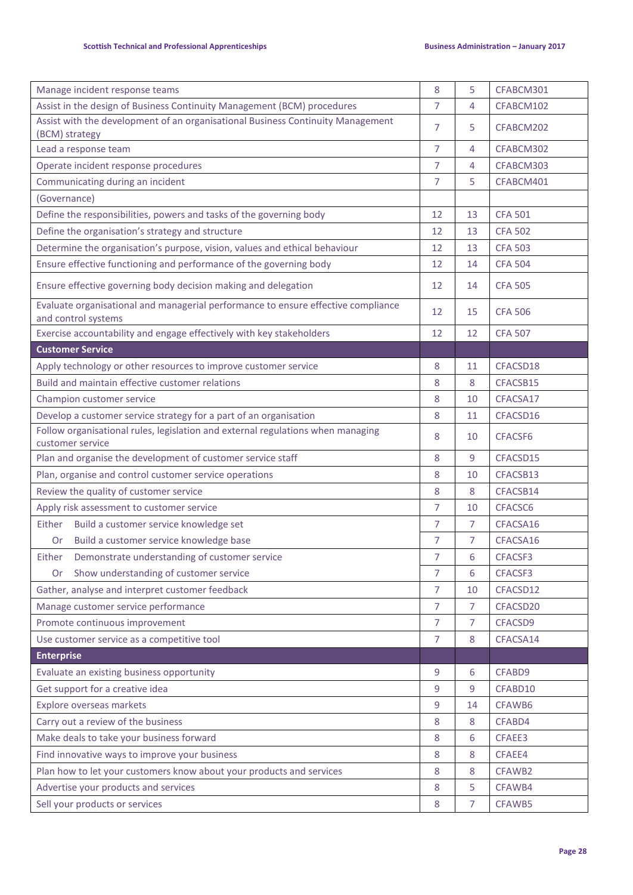| | | | |
|---|---|---|---|
| Manage incident response teams | 8 | 5 | CFABCM301 |
| Assist in the design of Business Continuity Management (BCM) procedures | 7 | 4 | CFABCM102 |
| Assist with the development of an organisational Business Continuity Management (BCM) strategy | 7 | 5 | CFABCM202 |
| Lead a response team | 7 | 4 | CFABCM302 |
| Operate incident response procedures | 7 | 4 | CFABCM303 |
| Communicating during an incident | 7 | 5 | CFABCM401 |
| (Governance) | | | |
| Define the responsibilities, powers and tasks of the governing body | 12 | 13 | CFA 501 |
| Define the organisation's strategy and structure | 12 | 13 | CFA 502 |
| Determine the organisation's purpose, vision, values and ethical behaviour | 12 | 13 | CFA 503 |
| Ensure effective functioning and performance of the governing body | 12 | 14 | CFA 504 |
| Ensure effective governing body decision making and delegation | 12 | 14 | CFA 505 |
| Evaluate organisational and managerial performance to ensure effective compliance and control systems | 12 | 15 | CFA 506 |
| Exercise accountability and engage effectively with key stakeholders | 12 | 12 | CFA 507 |
| **Customer Service** | | | |
| Apply technology or other resources to improve customer service | 8 | 11 | CFACSD18 |
| Build and maintain effective customer relations | 8 | 8 | CFACSB15 |
| Champion customer service | 8 | 10 | CFACSA17 |
| Develop a customer service strategy for a part of an organisation | 8 | 11 | CFACSD16 |
| Follow organisational rules, legislation and external regulations when managing customer service | 8 | 10 | CFACSF6 |
| Plan and organise the development of customer service staff | 8 | 9 | CFACSD15 |
| Plan, organise and control customer service operations | 8 | 10 | CFACSB13 |
| Review the quality of customer service | 8 | 8 | CFACSB14 |
| Apply risk assessment to customer service | 7 | 10 | CFACSC6 |
| Either Build a customer service knowledge set | 7 | 7 | CFACSA16 |
| Or Build a customer service knowledge base | 7 | 7 | CFACSA16 |
| Either Demonstrate understanding of customer service | 7 | 6 | CFACSF3 |
| Or Show understanding of customer service | 7 | 6 | CFACSF3 |
| Gather, analyse and interpret customer feedback | 7 | 10 | CFACSD12 |
| Manage customer service performance | 7 | 7 | CFACSD20 |
| Promote continuous improvement | 7 | 7 | CFACSD9 |
| Use customer service as a competitive tool | 7 | 8 | CFACSA14 |
| **Enterprise** | | | |
| Evaluate an existing business opportunity | 9 | 6 | CFABD9 |
| Get support for a creative idea | 9 | 9 | CFABD10 |
| Explore overseas markets | 9 | 14 | CFAWB6 |
| Carry out a review of the business | 8 | 8 | CFABD4 |
| Make deals to take your business forward | 8 | 6 | CFAEE3 |
| Find innovative ways to improve your business | 8 | 8 | CFAEE4 |
| Plan how to let your customers know about your products and services | 8 | 8 | CFAWB2 |
| Advertise your products and services | 8 | 5 | CFAWB4 |
| Sell your products or services | 8 | 7 | CFAWB5 |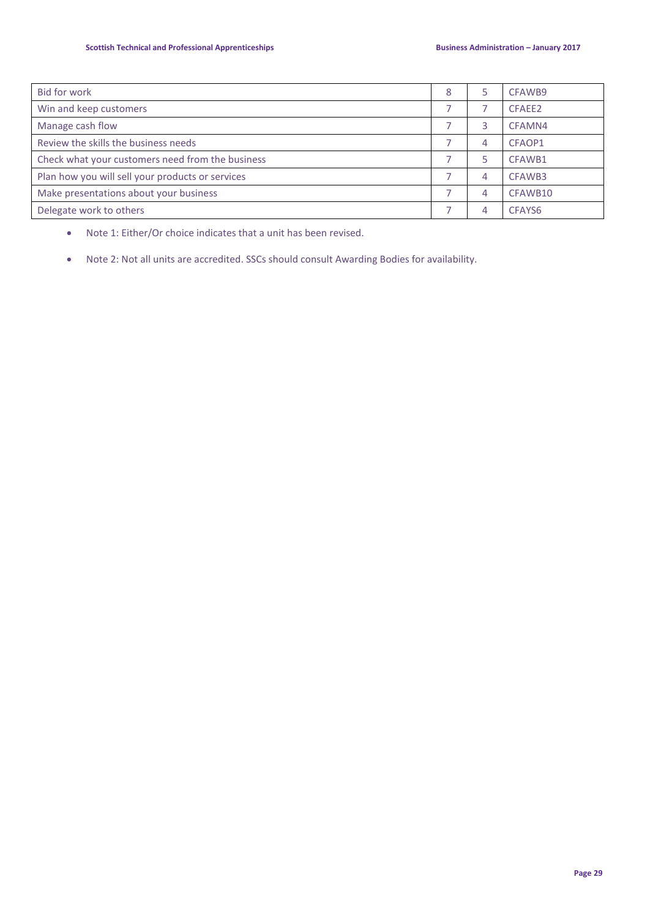| | | | |
|---|---|---|---|
| Bid for work | 8 | 5 | CFAWB9 |
| Win and keep customers | 7 | 7 | CFAEE2 |
| Manage cash flow | 7 | 3 | CFAMN4 |
| Review the skills the business needs | 7 | 4 | CFAOP1 |
| Check what your customers need from the business | 7 | 5 | CFAWB1 |
| Plan how you will sell your products or services | 7 | 4 | CFAWB3 |
| Make presentations about your business | 7 | 4 | CFAWB10 |
| Delegate work to others | 7 | 4 | CFAYS6 |

- Note 1: Either/Or choice indicates that a unit has been revised.
- Note 2: Not all units are accredited. SSCs should consult Awarding Bodies for availability.